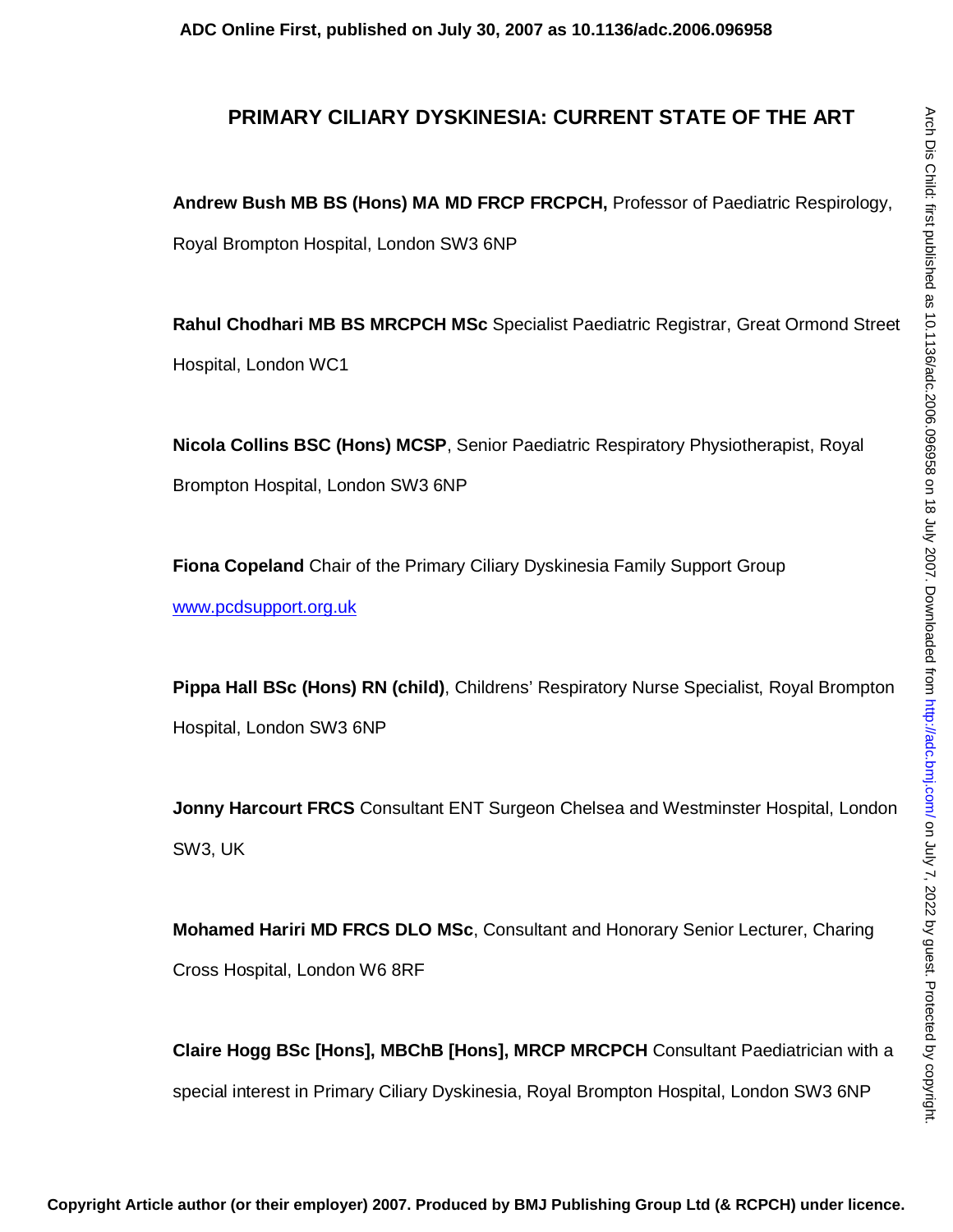# PRIMARY CILIARY DYSKINESIA: CURRENT STATE OF THE ART

**Andrew Bush MB BS (Hons) MA MD FRCP FRCPCH,** Professor of Paediatric Respirology, Royal Brompton Hospital, London SW3 6NP

**Rahul Chodhari MB BS MRCPCH MSc** Specialist Paediatric Registrar, Great Ormond Street Hospital, London WC1

**Nicola Collins BSC (Hons) MCSP**, Senior Paediatric Respiratory Physiotherapist, Royal Brompton Hospital, London SW3 6NP

**Fiona Copeland** Chair of the Primary Ciliary Dyskinesia Family Support Group www.pcdsupport.org.uk

**Pippa Hall BSc (Hons) RN (child)**, Childrens' Respiratory Nurse Specialist, Royal Brompton Hospital, London SW3 6NP

**Jonny Harcourt FRCS** Consultant ENT Surgeon Chelsea and Westminster Hospital, London SW3, UK

**Mohamed Hariri MD FRCS DLO MSc**, Consultant and Honorary Senior Lecturer, Charing Cross Hospital, London W6 8RF

**Claire Hogg BSc [Hons], MBChB [Hons], MRCP MRCPCH** Consultant Paediatrician with a special interest in Primary Ciliary Dyskinesia, Royal Brompton Hospital, London SW3 6NP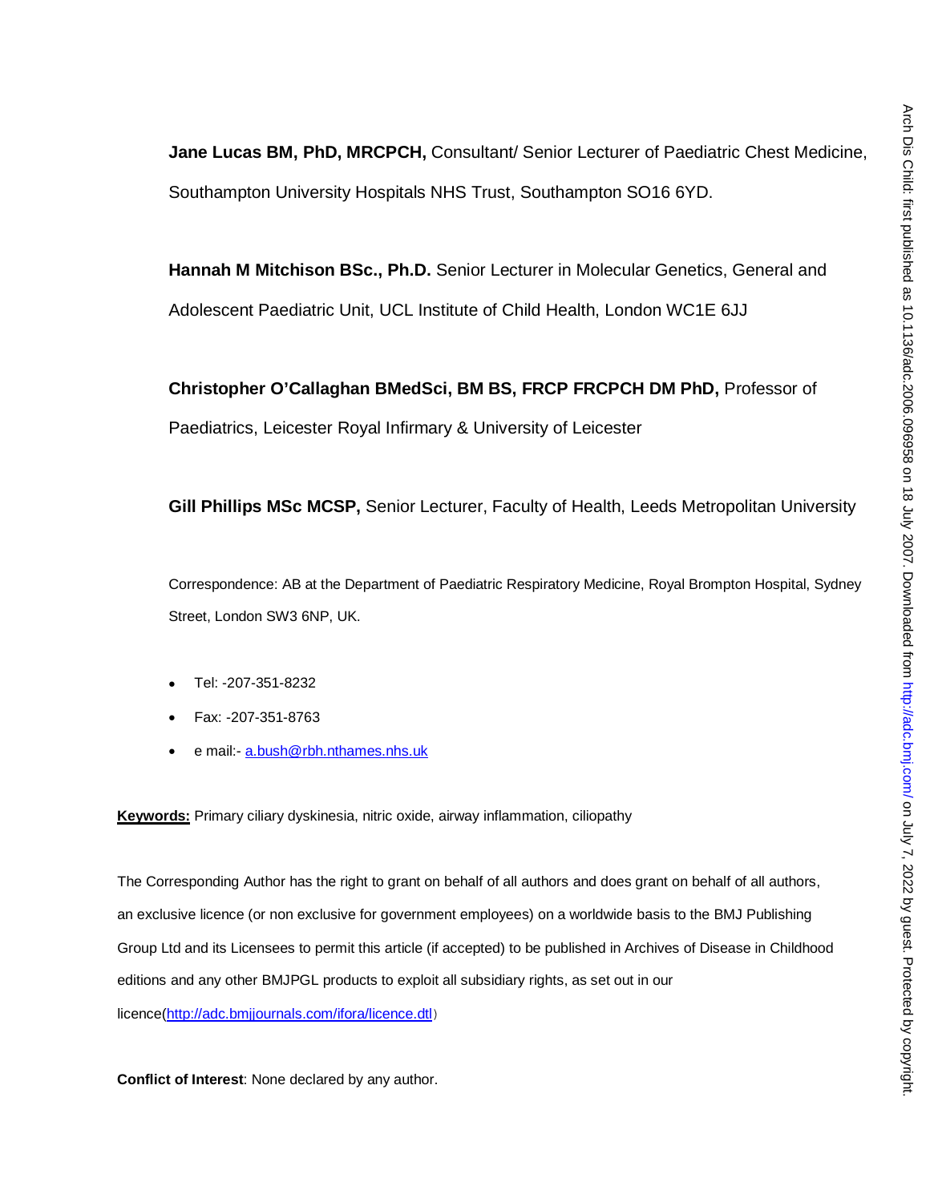**Jane Lucas BM, PhD, MRCPCH,** Consultant/ Senior Lecturer of Paediatric Chest Medicine, Southampton University Hospitals NHS Trust, Southampton SO16 6YD.

**Hannah M Mitchison BSc., Ph.D.** Senior Lecturer in Molecular Genetics, General and Adolescent Paediatric Unit, UCL Institute of Child Health, London WC1E 6JJ

**Christopher O'Callaghan BMedSci, BM BS, FRCP FRCPCH DM PhD,** Professor of Paediatrics, Leicester Royal Infirmary & University of Leicester

**Gill Phillips MSc MCSP,** Senior Lecturer, Faculty of Health, Leeds Metropolitan University

Correspondence: AB at the Department of Paediatric Respiratory Medicine, Royal Brompton Hospital, Sydney Street, London SW3 6NP, UK.

- Tel: -207-351-8232
- Fax: -207-351-8763
- e mail:- a.bush@rbh.nthames.nhs.uk

**Keywords:** Primary ciliary dyskinesia, nitric oxide, airway inflammation, ciliopathy

The Corresponding Author has the right to grant on behalf of all authors and does grant on behalf of all authors, an exclusive licence (or non exclusive for government employees) on a worldwide basis to the BMJ Publishing Group Ltd and its Licensees to permit this article (if accepted) to be published in Archives of Disease in Childhood editions and any other BMJPGL products to exploit all subsidiary rights, as set out in our licence(http://adc.bmjjournals.com/ifora/licence.dtl)

**Conflict of Interest**: None declared by any author.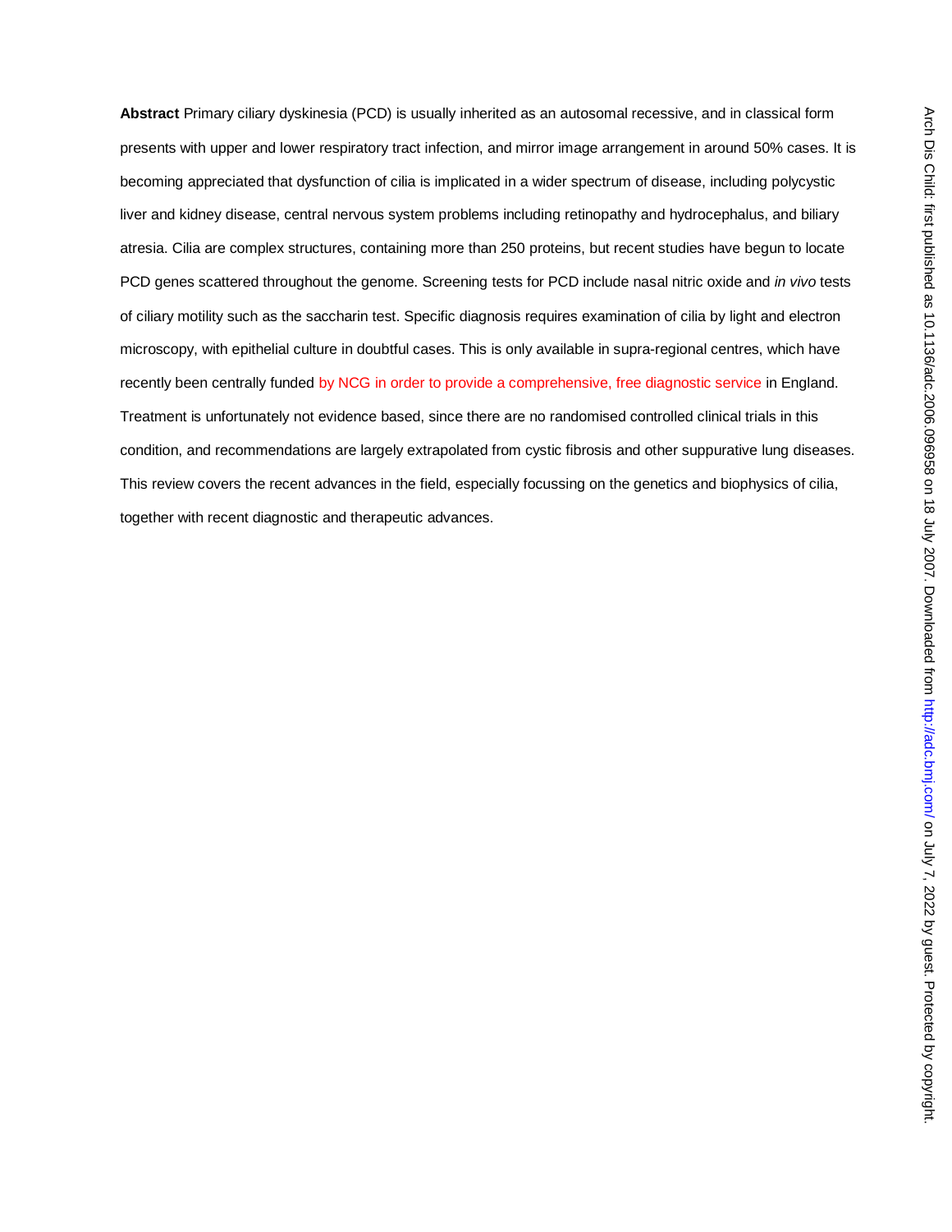**Abstract** Primary ciliary dyskinesia (PCD) is usually inherited as an autosomal recessive, and in classical form presents with upper and lower respiratory tract infection, and mirror image arrangement in around 50% cases. It is becoming appreciated that dysfunction of cilia is implicated in a wider spectrum of disease, including polycystic liver and kidney disease, central nervous system problems including retinopathy and hydrocephalus, and biliary atresia. Cilia are complex structures, containing more than 250 proteins, but recent studies have begun to locate PCD genes scattered throughout the genome. Screening tests for PCD include nasal nitric oxide and *in vivo* tests of ciliary motility such as the saccharin test. Specific diagnosis requires examination of cilia by light and electron microscopy, with epithelial culture in doubtful cases. This is only available in supra-regional centres, which have recently been centrally funded by NCG in order to provide a comprehensive, free diagnostic service in England. Treatment is unfortunately not evidence based, since there are no randomised controlled clinical trials in this condition, and recommendations are largely extrapolated from cystic fibrosis and other suppurative lung diseases. This review covers the recent advances in the field, especially focussing on the genetics and biophysics of cilia, together with recent diagnostic and therapeutic advances.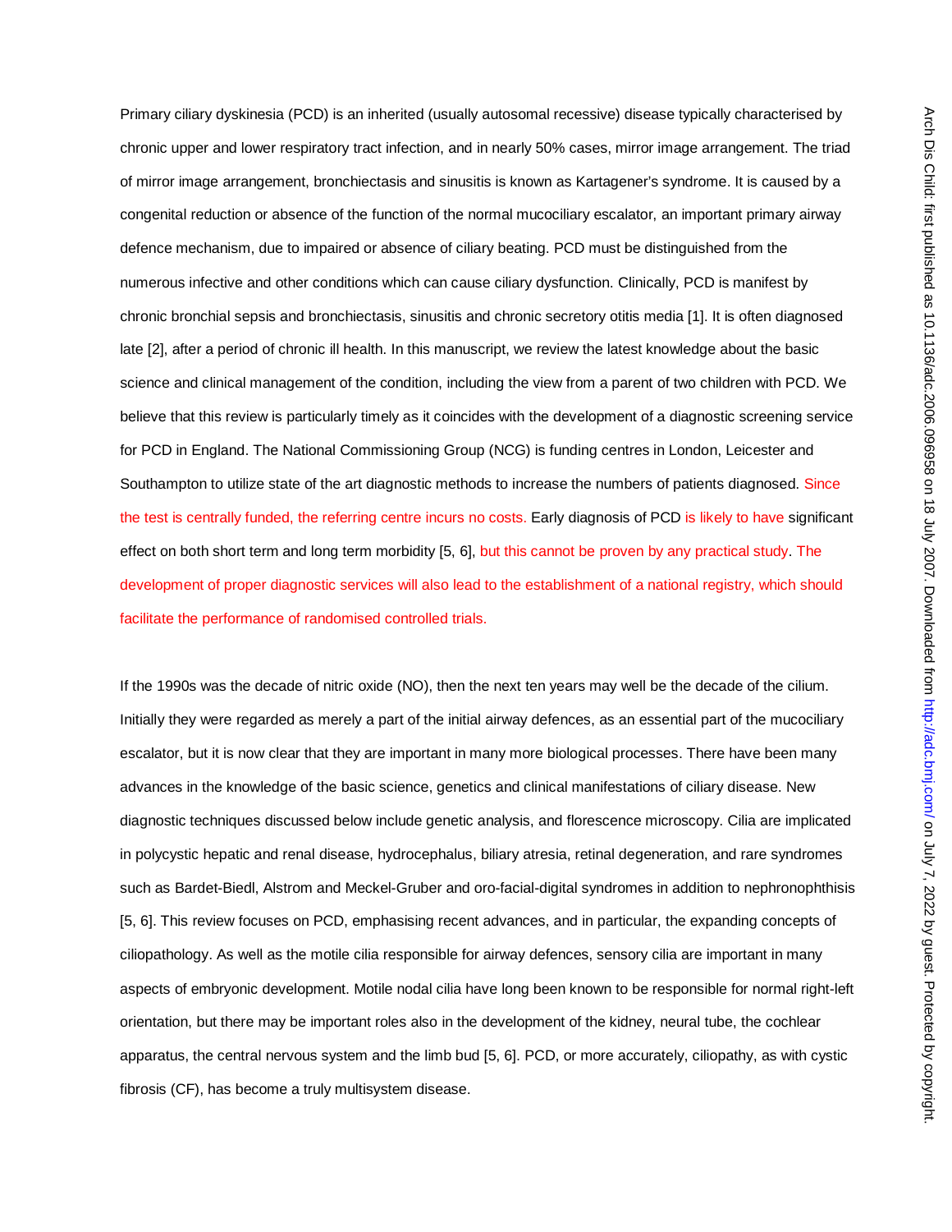Primary ciliary dyskinesia (PCD) is an inherited (usually autosomal recessive) disease typically characterised by chronic upper and lower respiratory tract infection, and in nearly 50% cases, mirror image arrangement. The triad of mirror image arrangement, bronchiectasis and sinusitis is known as Kartagener's syndrome. It is caused by a congenital reduction or absence of the function of the normal mucociliary escalator, an important primary airway defence mechanism, due to impaired or absence of ciliary beating. PCD must be distinguished from the numerous infective and other conditions which can cause ciliary dysfunction. Clinically, PCD is manifest by chronic bronchial sepsis and bronchiectasis, sinusitis and chronic secretory otitis media [1]. It is often diagnosed late [2], after a period of chronic ill health. In this manuscript, we review the latest knowledge about the basic science and clinical management of the condition, including the view from a parent of two children with PCD. We believe that this review is particularly timely as it coincides with the development of a diagnostic screening service for PCD in England. The National Commissioning Group (NCG) is funding centres in London, Leicester and Southampton to utilize state of the art diagnostic methods to increase the numbers of patients diagnosed. Since the test is centrally funded, the referring centre incurs no costs. Early diagnosis of PCD is likely to have significant effect on both short term and long term morbidity [5, 6], but this cannot be proven by any practical study. The development of proper diagnostic services will also lead to the establishment of a national registry, which should facilitate the performance of randomised controlled trials.

If the 1990s was the decade of nitric oxide (NO), then the next ten years may well be the decade of the cilium. Initially they were regarded as merely a part of the initial airway defences, as an essential part of the mucociliary escalator, but it is now clear that they are important in many more biological processes. There have been many advances in the knowledge of the basic science, genetics and clinical manifestations of ciliary disease. New diagnostic techniques discussed below include genetic analysis, and florescence microscopy. Cilia are implicated in polycystic hepatic and renal disease, hydrocephalus, biliary atresia, retinal degeneration, and rare syndromes such as Bardet-Biedl, Alstrom and Meckel-Gruber and oro-facial-digital syndromes in addition to nephronophthisis [5, 6]. This review focuses on PCD, emphasising recent advances, and in particular, the expanding concepts of ciliopathology. As well as the motile cilia responsible for airway defences, sensory cilia are important in many aspects of embryonic development. Motile nodal cilia have long been known to be responsible for normal right-left orientation, but there may be important roles also in the development of the kidney, neural tube, the cochlear apparatus, the central nervous system and the limb bud [5, 6]. PCD, or more accurately, ciliopathy, as with cystic fibrosis (CF), has become a truly multisystem disease.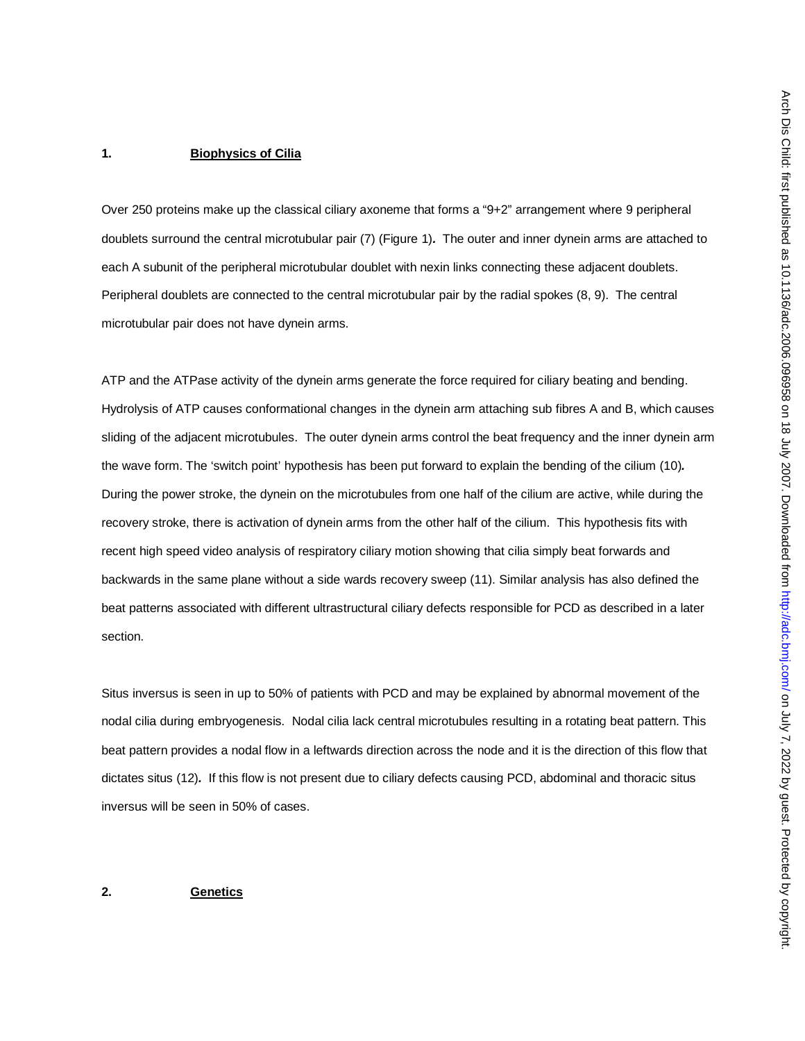## 1. Biophysics of Cilia

Over 250 proteins make up the classical ciliary axoneme that forms a "9+2" arrangement where 9 peripheral doublets surround the central microtubular pair (7) (Figure 1). The outer and inner dynein arms are attached to each A subunit of the peripheral microtubular doublet with nexin links connecting these adjacent doublets. Peripheral doublets are connected to the central microtubular pair by the radial spokes (8, 9). The central microtubular pair does not have dynein arms.

ATP and the ATPase activity of the dynein arms generate the force required for ciliary beating and bending. Hydrolysis of ATP causes conformational changes in the dynein arm attaching sub fibres A and B, which causes sliding of the adjacent microtubules. The outer dynein arms control the beat frequency and the inner dynein arm the wave form. The 'switch point' hypothesis has been put forward to explain the bending of the cilium (10). During the power stroke, the dynein on the microtubules from one half of the cilium are active, while during the recovery stroke, there is activation of dynein arms from the other half of the cilium. This hypothesis fits with recent high speed video analysis of respiratory ciliary motion showing that cilia simply beat forwards and backwards in the same plane without a side wards recovery sweep (11). Similar analysis has also defined the beat patterns associated with different ultrastructural ciliary defects responsible for PCD as described in a later section.

Situs inversus is seen in up to 50% of patients with PCD and may be explained by abnormal movement of the nodal cilia during embryogenesis. Nodal cilia lack central microtubules resulting in a rotating beat pattern. This beat pattern provides a nodal flow in a leftwards direction across the node and it is the direction of this flow that dictates situs (12). If this flow is not present due to ciliary defects causing PCD, abdominal and thoracic situs inversus will be seen in 50% of cases.

## 2. Genetics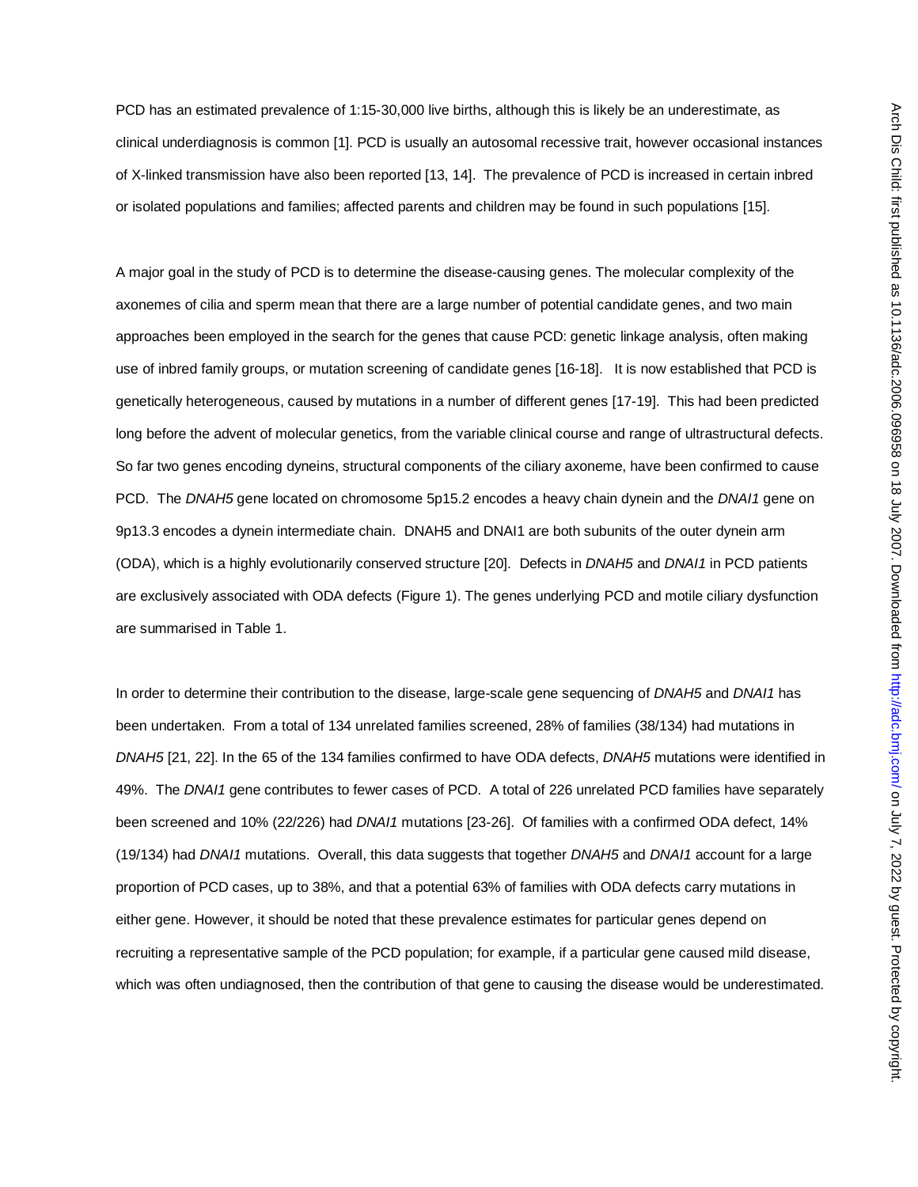PCD has an estimated prevalence of 1:15-30,000 live births, although this is likely be an underestimate, as clinical underdiagnosis is common [1]. PCD is usually an autosomal recessive trait, however occasional instances of X-linked transmission have also been reported [13, 14]. The prevalence of PCD is increased in certain inbred or isolated populations and families; affected parents and children may be found in such populations [15].

A major goal in the study of PCD is to determine the disease-causing genes. The molecular complexity of the axonemes of cilia and sperm mean that there are a large number of potential candidate genes, and two main approaches been employed in the search for the genes that cause PCD: genetic linkage analysis, often making use of inbred family groups, or mutation screening of candidate genes [16-18]. It is now established that PCD is genetically heterogeneous, caused by mutations in a number of different genes [17-19]. This had been predicted long before the advent of molecular genetics, from the variable clinical course and range of ultrastructural defects. So far two genes encoding dyneins, structural components of the ciliary axoneme, have been confirmed to cause PCD. The *DNAH5* gene located on chromosome 5p15.2 encodes a heavy chain dynein and the *DNAI1* gene on 9p13.3 encodes a dynein intermediate chain. DNAH5 and DNAI1 are both subunits of the outer dynein arm (ODA), which is a highly evolutionarily conserved structure [20]. Defects in *DNAH5* and *DNAI1* in PCD patients are exclusively associated with ODA defects (Figure 1). The genes underlying PCD and motile ciliary dysfunction are summarised in Table 1.

In order to determine their contribution to the disease, large-scale gene sequencing of *DNAH5* and *DNAI1* has been undertaken. From a total of 134 unrelated families screened, 28% of families (38/134) had mutations in *DNAH5* [21, 22]. In the 65 of the 134 families confirmed to have ODA defects, *DNAH5* mutations were identified in 49%. The *DNAI1* gene contributes to fewer cases of PCD. A total of 226 unrelated PCD families have separately been screened and 10% (22/226) had *DNAI1* mutations [23-26]. Of families with a confirmed ODA defect, 14% (19/134) had *DNAI1* mutations. Overall, this data suggests that together *DNAH5* and *DNAI1* account for a large proportion of PCD cases, up to 38%, and that a potential 63% of families with ODA defects carry mutations in either gene. However, it should be noted that these prevalence estimates for particular genes depend on recruiting a representative sample of the PCD population; for example, if a particular gene caused mild disease, which was often undiagnosed, then the contribution of that gene to causing the disease would be underestimated.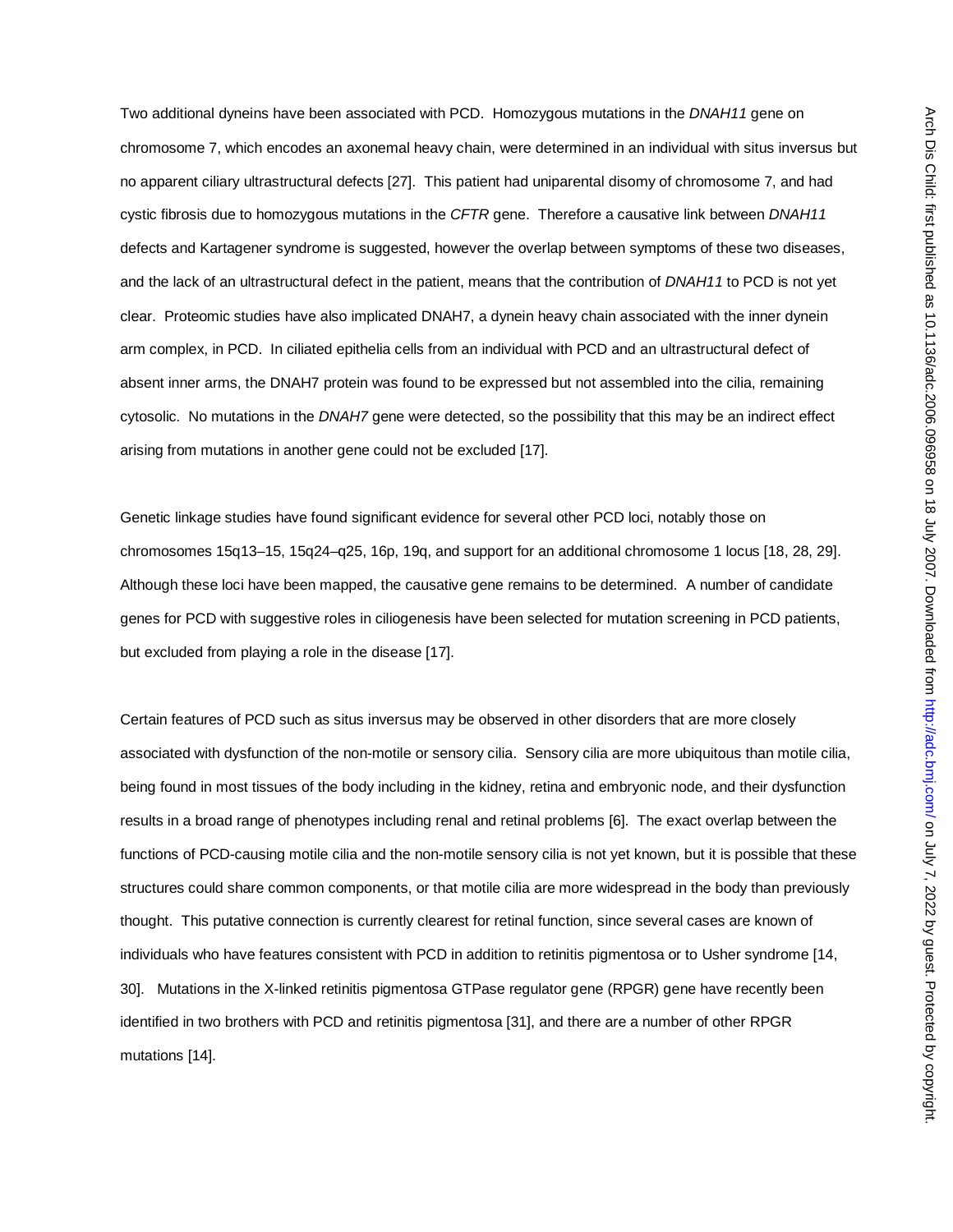Two additional dyneins have been associated with PCD. Homozygous mutations in the *DNAH11* gene on chromosome 7, which encodes an axonemal heavy chain, were determined in an individual with situs inversus but no apparent ciliary ultrastructural defects [27]. This patient had uniparental disomy of chromosome 7, and had cystic fibrosis due to homozygous mutations in the *CFTR* gene. Therefore a causative link between *DNAH11* defects and Kartagener syndrome is suggested, however the overlap between symptoms of these two diseases, and the lack of an ultrastructural defect in the patient, means that the contribution of *DNAH11* to PCD is not yet clear. Proteomic studies have also implicated DNAH7, a dynein heavy chain associated with the inner dynein arm complex, in PCD. In ciliated epithelia cells from an individual with PCD and an ultrastructural defect of absent inner arms, the DNAH7 protein was found to be expressed but not assembled into the cilia, remaining cytosolic. No mutations in the *DNAH7* gene were detected, so the possibility that this may be an indirect effect arising from mutations in another gene could not be excluded [17].

Genetic linkage studies have found significant evidence for several other PCD loci, notably those on chromosomes 15q13–15, 15q24–q25, 16p, 19q, and support for an additional chromosome 1 locus [18, 28, 29]. Although these loci have been mapped, the causative gene remains to be determined. A number of candidate genes for PCD with suggestive roles in ciliogenesis have been selected for mutation screening in PCD patients, but excluded from playing a role in the disease [17].

Certain features of PCD such as situs inversus may be observed in other disorders that are more closely associated with dysfunction of the non-motile or sensory cilia. Sensory cilia are more ubiquitous than motile cilia, being found in most tissues of the body including in the kidney, retina and embryonic node, and their dysfunction results in a broad range of phenotypes including renal and retinal problems [6]. The exact overlap between the functions of PCD-causing motile cilia and the non-motile sensory cilia is not yet known, but it is possible that these structures could share common components, or that motile cilia are more widespread in the body than previously thought. This putative connection is currently clearest for retinal function, since several cases are known of individuals who have features consistent with PCD in addition to retinitis pigmentosa or to Usher syndrome [14, 30]. Mutations in the X-linked retinitis pigmentosa GTPase regulator gene (RPGR) gene have recently been identified in two brothers with PCD and retinitis pigmentosa [31], and there are a number of other RPGR mutations [14].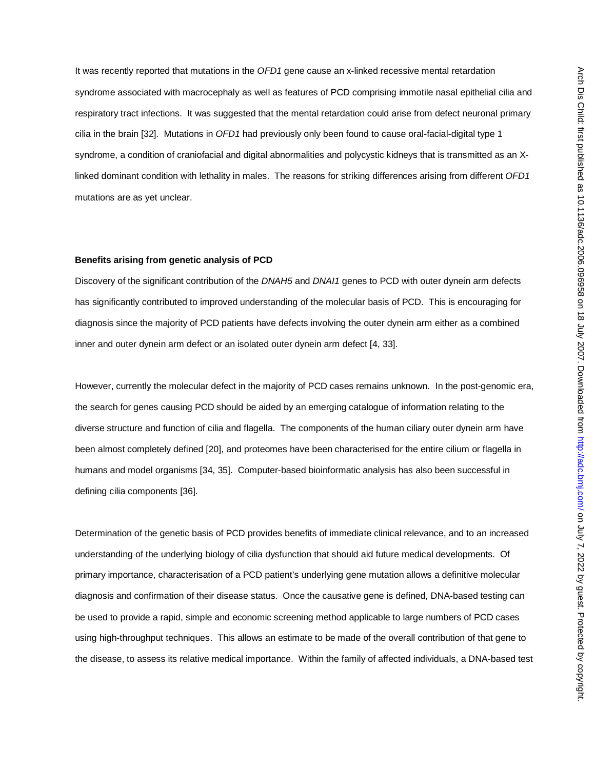It was recently reported that mutations in the *OFD1* gene cause an x-linked recessive mental retardation syndrome associated with macrocephaly as well as features of PCD comprising immotile nasal epithelial cilia and respiratory tract infections. It was suggested that the mental retardation could arise from defect neuronal primary cilia in the brain [32]. Mutations in *OFD1* had previously only been found to cause oral-facial-digital type 1 syndrome, a condition of craniofacial and digital abnormalities and polycystic kidneys that is transmitted as an X-linked dominant condition with lethality in males. The reasons for striking differences arising from different *OFD1* mutations are as yet unclear.

**Benefits arising from genetic analysis of PCD**

Discovery of the significant contribution of the *DNAH5* and *DNAI1* genes to PCD with outer dynein arm defects has significantly contributed to improved understanding of the molecular basis of PCD. This is encouraging for diagnosis since the majority of PCD patients have defects involving the outer dynein arm either as a combined inner and outer dynein arm defect or an isolated outer dynein arm defect [4, 33].

However, currently the molecular defect in the majority of PCD cases remains unknown. In the post-genomic era, the search for genes causing PCD should be aided by an emerging catalogue of information relating to the diverse structure and function of cilia and flagella. The components of the human ciliary outer dynein arm have been almost completely defined [20], and proteomes have been characterised for the entire cilium or flagella in humans and model organisms [34, 35]. Computer-based bioinformatic analysis has also been successful in defining cilia components [36].

Determination of the genetic basis of PCD provides benefits of immediate clinical relevance, and to an increased understanding of the underlying biology of cilia dysfunction that should aid future medical developments. Of primary importance, characterisation of a PCD patient's underlying gene mutation allows a definitive molecular diagnosis and confirmation of their disease status. Once the causative gene is defined, DNA-based testing can be used to provide a rapid, simple and economic screening method applicable to large numbers of PCD cases using high-throughput techniques. This allows an estimate to be made of the overall contribution of that gene to the disease, to assess its relative medical importance. Within the family of affected individuals, a DNA-based test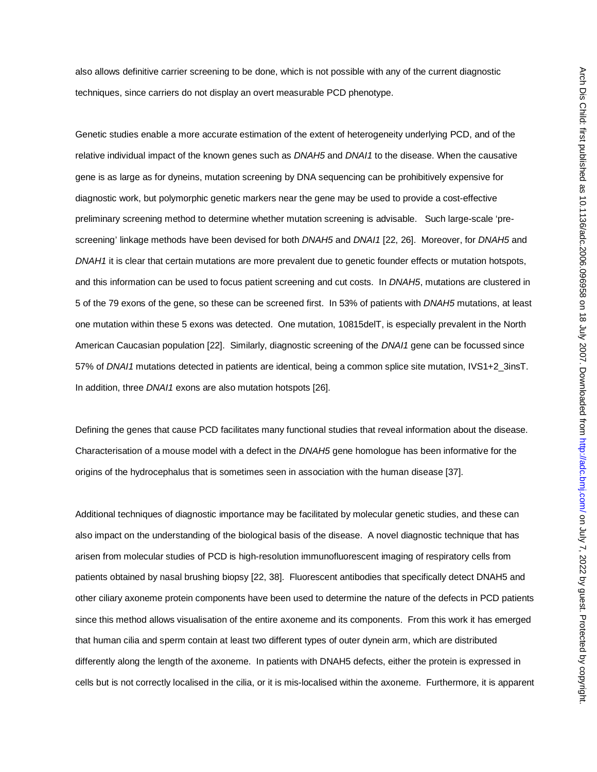also allows definitive carrier screening to be done, which is not possible with any of the current diagnostic techniques, since carriers do not display an overt measurable PCD phenotype.

Genetic studies enable a more accurate estimation of the extent of heterogeneity underlying PCD, and of the relative individual impact of the known genes such as *DNAH5* and *DNAI1* to the disease. When the causative gene is as large as for dyneins, mutation screening by DNA sequencing can be prohibitively expensive for diagnostic work, but polymorphic genetic markers near the gene may be used to provide a cost-effective preliminary screening method to determine whether mutation screening is advisable. Such large-scale 'pre-screening' linkage methods have been devised for both *DNAH5* and *DNAI1* [22, 26]. Moreover, for *DNAH5* and *DNAH1* it is clear that certain mutations are more prevalent due to genetic founder effects or mutation hotspots, and this information can be used to focus patient screening and cut costs. In *DNAH5*, mutations are clustered in 5 of the 79 exons of the gene, so these can be screened first. In 53% of patients with *DNAH5* mutations, at least one mutation within these 5 exons was detected. One mutation, 10815delT, is especially prevalent in the North American Caucasian population [22]. Similarly, diagnostic screening of the *DNAI1* gene can be focussed since 57% of *DNAI1* mutations detected in patients are identical, being a common splice site mutation, IVS1+2_3insT. In addition, three *DNAI1* exons are also mutation hotspots [26].

Defining the genes that cause PCD facilitates many functional studies that reveal information about the disease. Characterisation of a mouse model with a defect in the *DNAH5* gene homologue has been informative for the origins of the hydrocephalus that is sometimes seen in association with the human disease [37].

Additional techniques of diagnostic importance may be facilitated by molecular genetic studies, and these can also impact on the understanding of the biological basis of the disease. A novel diagnostic technique that has arisen from molecular studies of PCD is high-resolution immunofluorescent imaging of respiratory cells from patients obtained by nasal brushing biopsy [22, 38]. Fluorescent antibodies that specifically detect DNAH5 and other ciliary axoneme protein components have been used to determine the nature of the defects in PCD patients since this method allows visualisation of the entire axoneme and its components. From this work it has emerged that human cilia and sperm contain at least two different types of outer dynein arm, which are distributed differently along the length of the axoneme. In patients with DNAH5 defects, either the protein is expressed in cells but is not correctly localised in the cilia, or it is mis-localised within the axoneme. Furthermore, it is apparent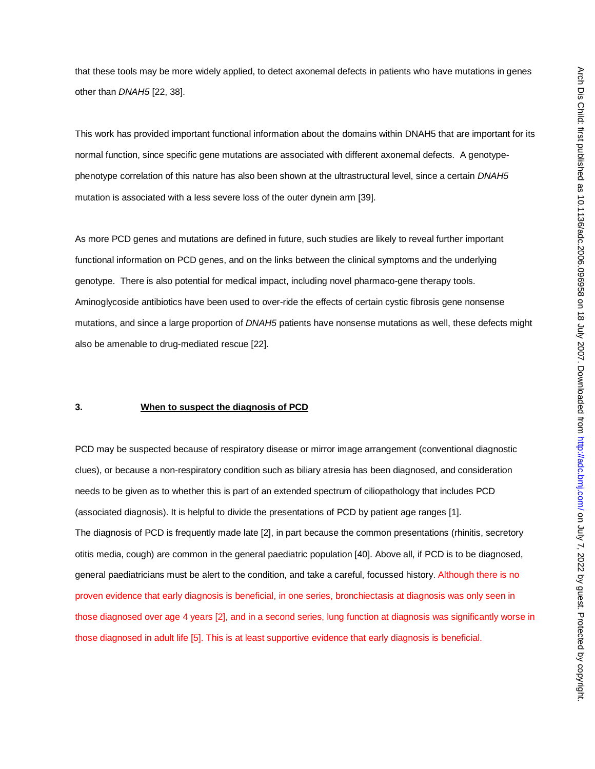that these tools may be more widely applied, to detect axonemal defects in patients who have mutations in genes other than *DNAH5* [22, 38].

This work has provided important functional information about the domains within DNAH5 that are important for its normal function, since specific gene mutations are associated with different axonemal defects. A genotype-phenotype correlation of this nature has also been shown at the ultrastructural level, since a certain *DNAH5* mutation is associated with a less severe loss of the outer dynein arm [39].

As more PCD genes and mutations are defined in future, such studies are likely to reveal further important functional information on PCD genes, and on the links between the clinical symptoms and the underlying genotype. There is also potential for medical impact, including novel pharmaco-gene therapy tools. Aminoglycoside antibiotics have been used to over-ride the effects of certain cystic fibrosis gene nonsense mutations, and since a large proportion of *DNAH5* patients have nonsense mutations as well, these defects might also be amenable to drug-mediated rescue [22].

## 3. **When to suspect the diagnosis of PCD**

PCD may be suspected because of respiratory disease or mirror image arrangement (conventional diagnostic clues), or because a non-respiratory condition such as biliary atresia has been diagnosed, and consideration needs to be given as to whether this is part of an extended spectrum of ciliopathology that includes PCD (associated diagnosis). It is helpful to divide the presentations of PCD by patient age ranges [1].
The diagnosis of PCD is frequently made late [2], in part because the common presentations (rhinitis, secretory otitis media, cough) are common in the general paediatric population [40]. Above all, if PCD is to be diagnosed, general paediatricians must be alert to the condition, and take a careful, focussed history. Although there is no proven evidence that early diagnosis is beneficial, in one series, bronchiectasis at diagnosis was only seen in those diagnosed over age 4 years [2], and in a second series, lung function at diagnosis was significantly worse in those diagnosed in adult life [5]. This is at least supportive evidence that early diagnosis is beneficial.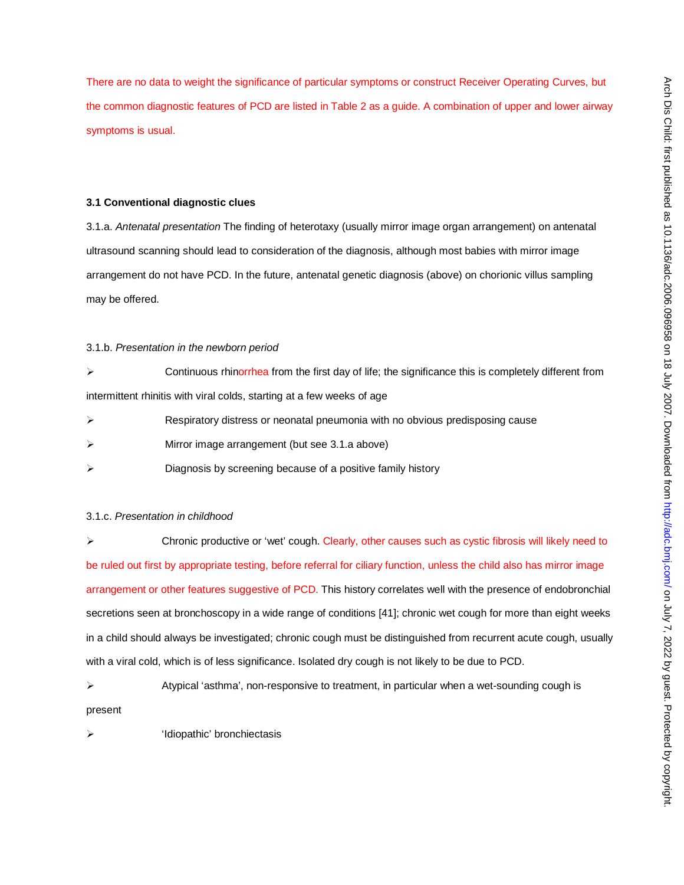There are no data to weight the significance of particular symptoms or construct Receiver Operating Curves, but the common diagnostic features of PCD are listed in Table 2 as a guide. A combination of upper and lower airway symptoms is usual.

### 3.1 Conventional diagnostic clues

3.1.a. *Antenatal presentation* The finding of heterotaxy (usually mirror image organ arrangement) on antenatal ultrasound scanning should lead to consideration of the diagnosis, although most babies with mirror image arrangement do not have PCD. In the future, antenatal genetic diagnosis (above) on chorionic villus sampling may be offered.

3.1.b. *Presentation in the newborn period*

- Continuous rhinorrhea from the first day of life; the significance this is completely different from intermittent rhinitis with viral colds, starting at a few weeks of age
- Respiratory distress or neonatal pneumonia with no obvious predisposing cause
- Mirror image arrangement (but see 3.1.a above)
- Diagnosis by screening because of a positive family history

3.1.c. *Presentation in childhood*

- Chronic productive or 'wet' cough. Clearly, other causes such as cystic fibrosis will likely need to be ruled out first by appropriate testing, before referral for ciliary function, unless the child also has mirror image arrangement or other features suggestive of PCD. This history correlates well with the presence of endobronchial secretions seen at bronchoscopy in a wide range of conditions [41]; chronic wet cough for more than eight weeks in a child should always be investigated; chronic cough must be distinguished from recurrent acute cough, usually with a viral cold, which is of less significance. Isolated dry cough is not likely to be due to PCD.
- Atypical 'asthma', non-responsive to treatment, in particular when a wet-sounding cough is present
- 'Idiopathic' bronchiectasis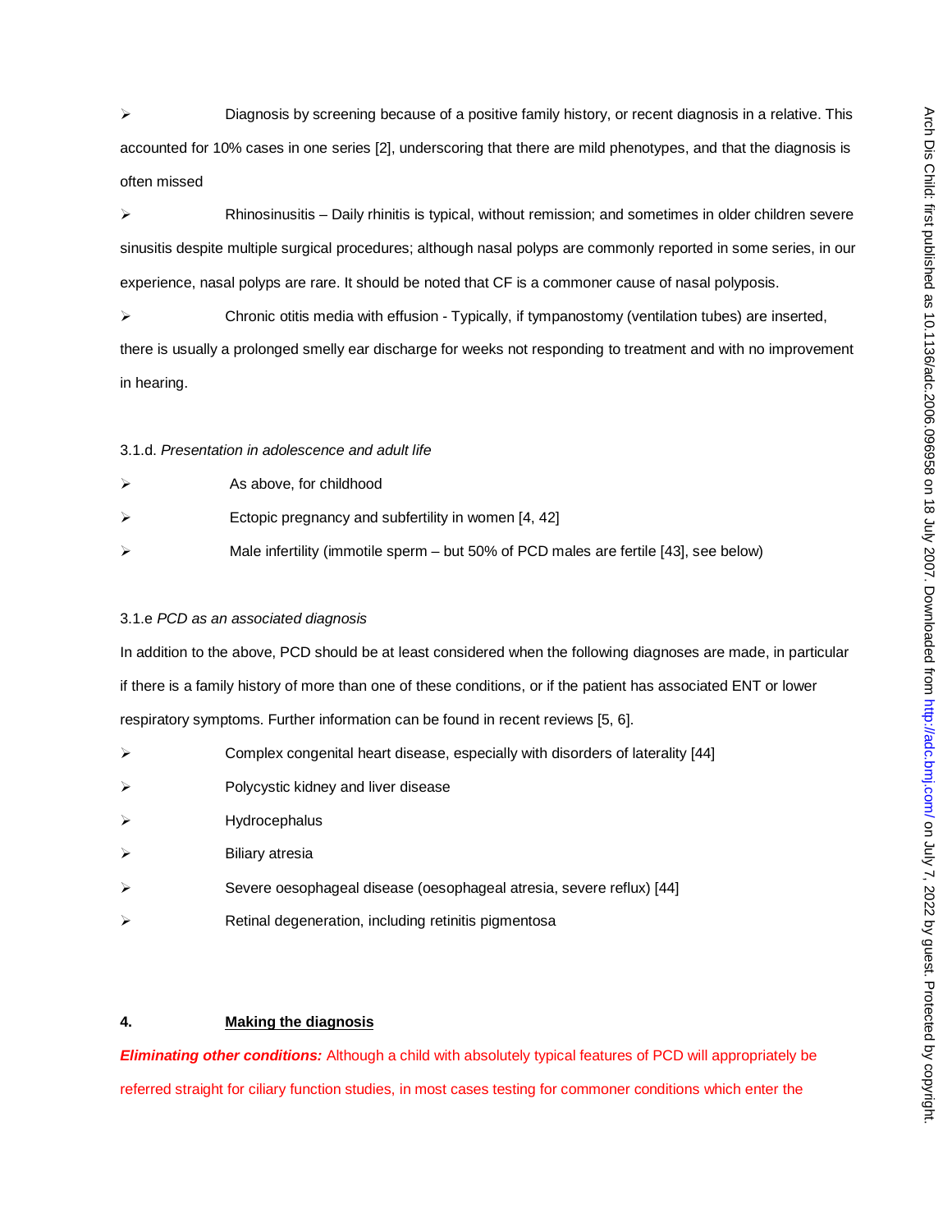- Diagnosis by screening because of a positive family history, or recent diagnosis in a relative. This accounted for 10% cases in one series [2], underscoring that there are mild phenotypes, and that the diagnosis is often missed
- Rhinosinusitis – Daily rhinitis is typical, without remission; and sometimes in older children severe sinusitis despite multiple surgical procedures; although nasal polyps are commonly reported in some series, in our experience, nasal polyps are rare. It should be noted that CF is a commoner cause of nasal polyposis.
- Chronic otitis media with effusion - Typically, if tympanostomy (ventilation tubes) are inserted, there is usually a prolonged smelly ear discharge for weeks not responding to treatment and with no improvement in hearing.

3.1.d. *Presentation in adolescence and adult life*

- As above, for childhood
- Ectopic pregnancy and subfertility in women [4, 42]
- Male infertility (immotile sperm – but 50% of PCD males are fertile [43], see below)

3.1.e *PCD as an associated diagnosis*

In addition to the above, PCD should be at least considered when the following diagnoses are made, in particular if there is a family history of more than one of these conditions, or if the patient has associated ENT or lower respiratory symptoms. Further information can be found in recent reviews [5, 6].

- Complex congenital heart disease, especially with disorders of laterality [44]
- Polycystic kidney and liver disease
- Hydrocephalus
- Biliary atresia
- Severe oesophageal disease (oesophageal atresia, severe reflux) [44]
- Retinal degeneration, including retinitis pigmentosa

## 4. <u>Making the diagnosis</u>

***Eliminating other conditions:*** Although a child with absolutely typical features of PCD will appropriately be referred straight for ciliary function studies, in most cases testing for commoner conditions which enter the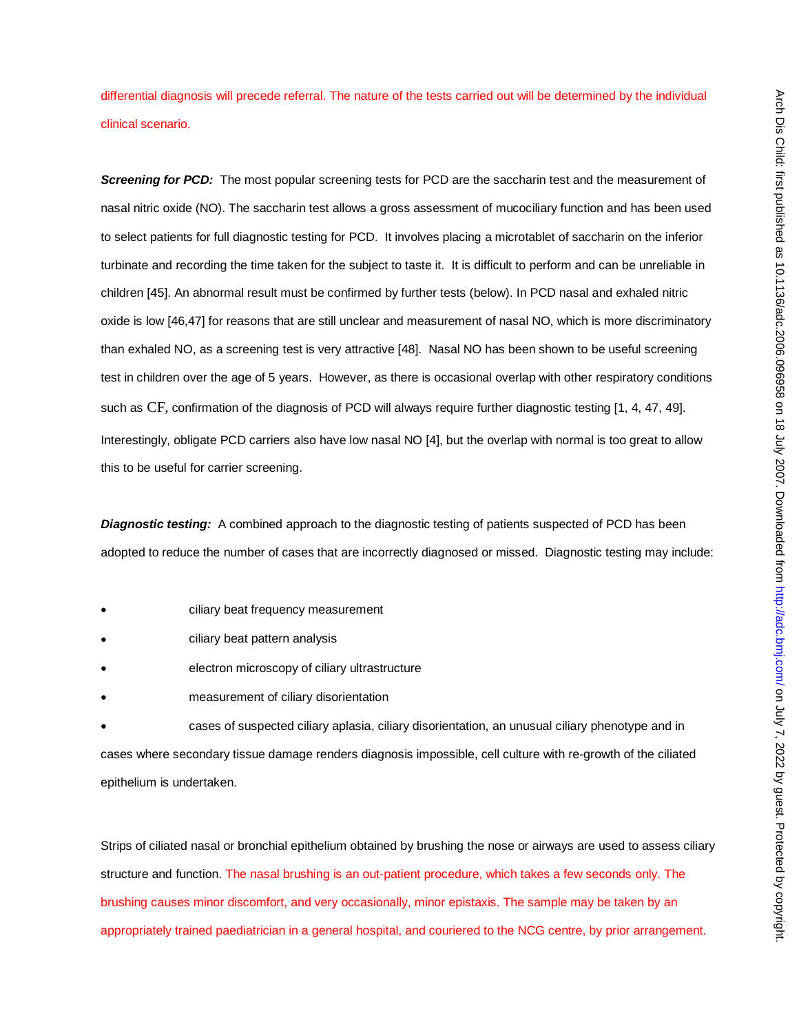differential diagnosis will precede referral. The nature of the tests carried out will be determined by the individual clinical scenario.

***Screening for PCD:*** The most popular screening tests for PCD are the saccharin test and the measurement of nasal nitric oxide (NO). The saccharin test allows a gross assessment of mucociliary function and has been used to select patients for full diagnostic testing for PCD. It involves placing a microtablet of saccharin on the inferior turbinate and recording the time taken for the subject to taste it. It is difficult to perform and can be unreliable in children [45]. An abnormal result must be confirmed by further tests (below). In PCD nasal and exhaled nitric oxide is low [46,47] for reasons that are still unclear and measurement of nasal NO, which is more discriminatory than exhaled NO, as a screening test is very attractive [48]. Nasal NO has been shown to be useful screening test in children over the age of 5 years. However, as there is occasional overlap with other respiratory conditions such as CF, confirmation of the diagnosis of PCD will always require further diagnostic testing [1, 4, 47, 49]. Interestingly, obligate PCD carriers also have low nasal NO [4], but the overlap with normal is too great to allow this to be useful for carrier screening.

***Diagnostic testing:*** A combined approach to the diagnostic testing of patients suspected of PCD has been adopted to reduce the number of cases that are incorrectly diagnosed or missed. Diagnostic testing may include:

- ciliary beat frequency measurement
- ciliary beat pattern analysis
- electron microscopy of ciliary ultrastructure
- measurement of ciliary disorientation
- cases of suspected ciliary aplasia, ciliary disorientation, an unusual ciliary phenotype and in cases where secondary tissue damage renders diagnosis impossible, cell culture with re-growth of the ciliated epithelium is undertaken.

Strips of ciliated nasal or bronchial epithelium obtained by brushing the nose or airways are used to assess ciliary structure and function. The nasal brushing is an out-patient procedure, which takes a few seconds only. The brushing causes minor discomfort, and very occasionally, minor epistaxis. The sample may be taken by an appropriately trained paediatrician in a general hospital, and couriered to the NCG centre, by prior arrangement.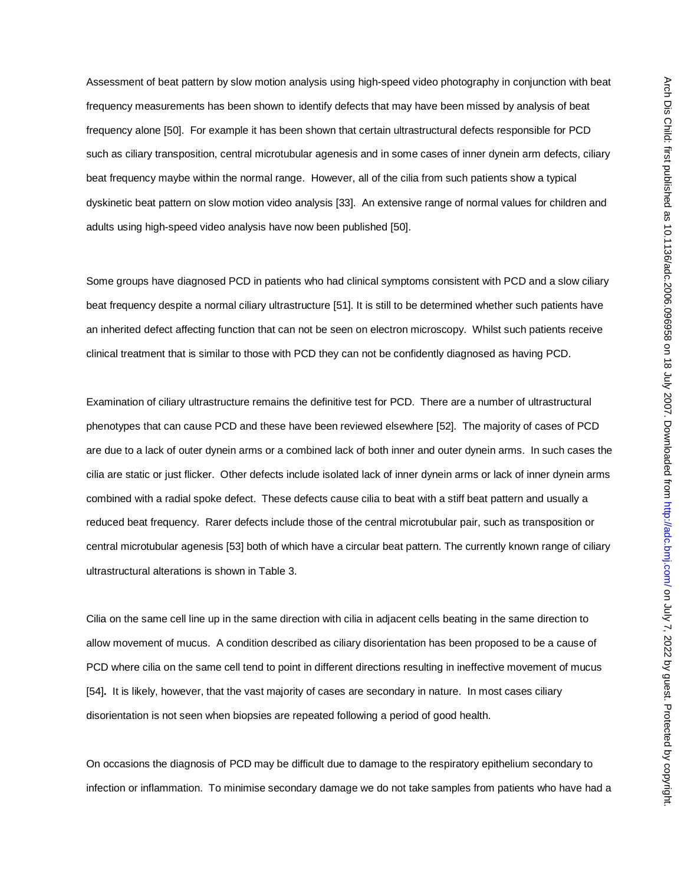Assessment of beat pattern by slow motion analysis using high-speed video photography in conjunction with beat frequency measurements has been shown to identify defects that may have been missed by analysis of beat frequency alone [50]. For example it has been shown that certain ultrastructural defects responsible for PCD such as ciliary transposition, central microtubular agenesis and in some cases of inner dynein arm defects, ciliary beat frequency maybe within the normal range. However, all of the cilia from such patients show a typical dyskinetic beat pattern on slow motion video analysis [33]. An extensive range of normal values for children and adults using high-speed video analysis have now been published [50].

Some groups have diagnosed PCD in patients who had clinical symptoms consistent with PCD and a slow ciliary beat frequency despite a normal ciliary ultrastructure [51]. It is still to be determined whether such patients have an inherited defect affecting function that can not be seen on electron microscopy. Whilst such patients receive clinical treatment that is similar to those with PCD they can not be confidently diagnosed as having PCD.

Examination of ciliary ultrastructure remains the definitive test for PCD. There are a number of ultrastructural phenotypes that can cause PCD and these have been reviewed elsewhere [52]. The majority of cases of PCD are due to a lack of outer dynein arms or a combined lack of both inner and outer dynein arms. In such cases the cilia are static or just flicker. Other defects include isolated lack of inner dynein arms or lack of inner dynein arms combined with a radial spoke defect. These defects cause cilia to beat with a stiff beat pattern and usually a reduced beat frequency. Rarer defects include those of the central microtubular pair, such as transposition or central microtubular agenesis [53] both of which have a circular beat pattern. The currently known range of ciliary ultrastructural alterations is shown in Table 3.

Cilia on the same cell line up in the same direction with cilia in adjacent cells beating in the same direction to allow movement of mucus. A condition described as ciliary disorientation has been proposed to be a cause of PCD where cilia on the same cell tend to point in different directions resulting in ineffective movement of mucus [54]**.** It is likely, however, that the vast majority of cases are secondary in nature. In most cases ciliary disorientation is not seen when biopsies are repeated following a period of good health.

On occasions the diagnosis of PCD may be difficult due to damage to the respiratory epithelium secondary to infection or inflammation. To minimise secondary damage we do not take samples from patients who have had a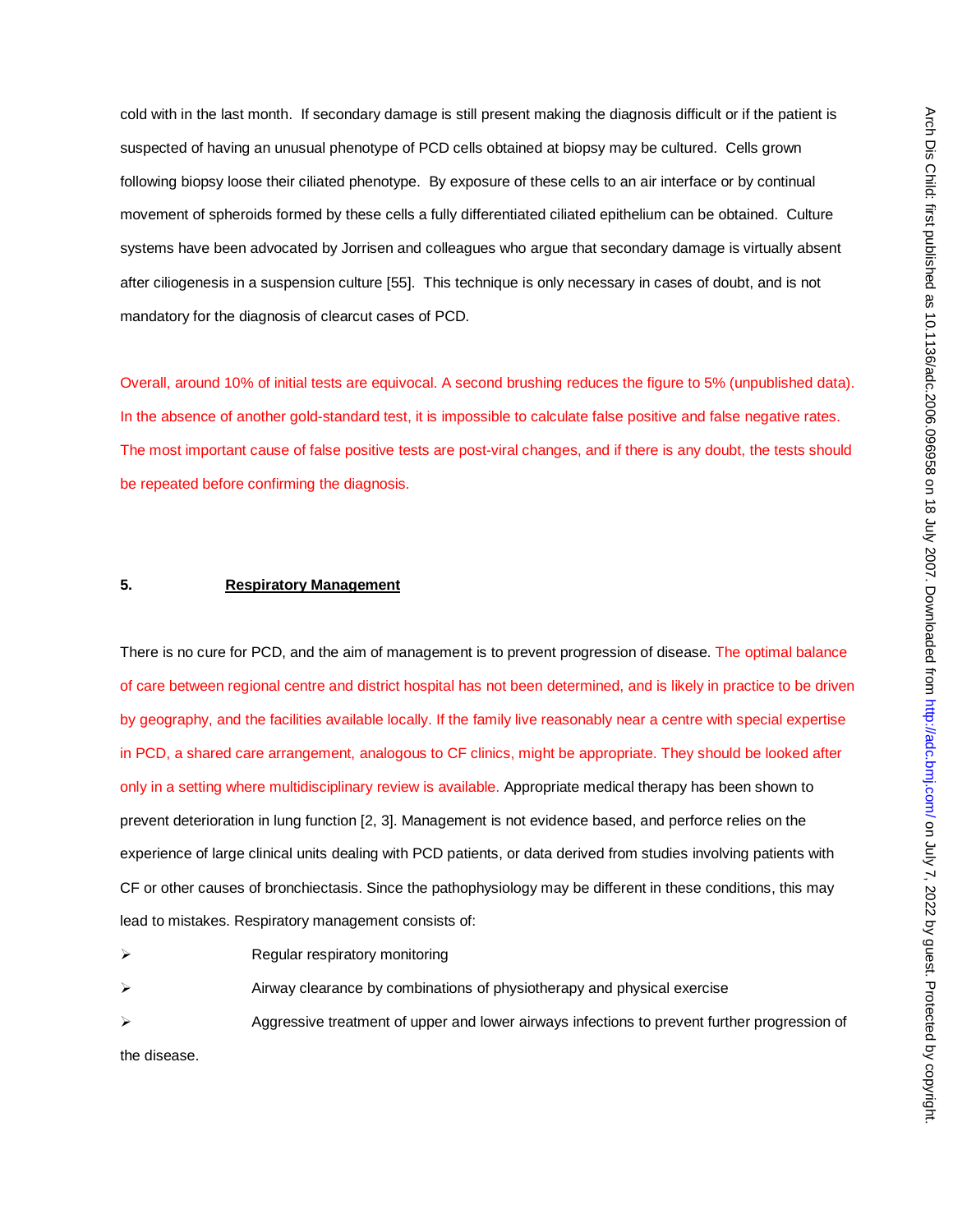cold with in the last month. If secondary damage is still present making the diagnosis difficult or if the patient is suspected of having an unusual phenotype of PCD cells obtained at biopsy may be cultured. Cells grown following biopsy loose their ciliated phenotype. By exposure of these cells to an air interface or by continual movement of spheroids formed by these cells a fully differentiated ciliated epithelium can be obtained. Culture systems have been advocated by Jorrisen and colleagues who argue that secondary damage is virtually absent after ciliogenesis in a suspension culture [55]. This technique is only necessary in cases of doubt, and is not mandatory for the diagnosis of clearcut cases of PCD.

Overall, around 10% of initial tests are equivocal. A second brushing reduces the figure to 5% (unpublished data). In the absence of another gold-standard test, it is impossible to calculate false positive and false negative rates. The most important cause of false positive tests are post-viral changes, and if there is any doubt, the tests should be repeated before confirming the diagnosis.

## 5. Respiratory Management

There is no cure for PCD, and the aim of management is to prevent progression of disease. The optimal balance of care between regional centre and district hospital has not been determined, and is likely in practice to be driven by geography, and the facilities available locally. If the family live reasonably near a centre with special expertise in PCD, a shared care arrangement, analogous to CF clinics, might be appropriate. They should be looked after only in a setting where multidisciplinary review is available. Appropriate medical therapy has been shown to prevent deterioration in lung function [2, 3]. Management is not evidence based, and perforce relies on the experience of large clinical units dealing with PCD patients, or data derived from studies involving patients with CF or other causes of bronchiectasis. Since the pathophysiology may be different in these conditions, this may lead to mistakes. Respiratory management consists of:

- Regular respiratory monitoring
- Airway clearance by combinations of physiotherapy and physical exercise
- Aggressive treatment of upper and lower airways infections to prevent further progression of the disease.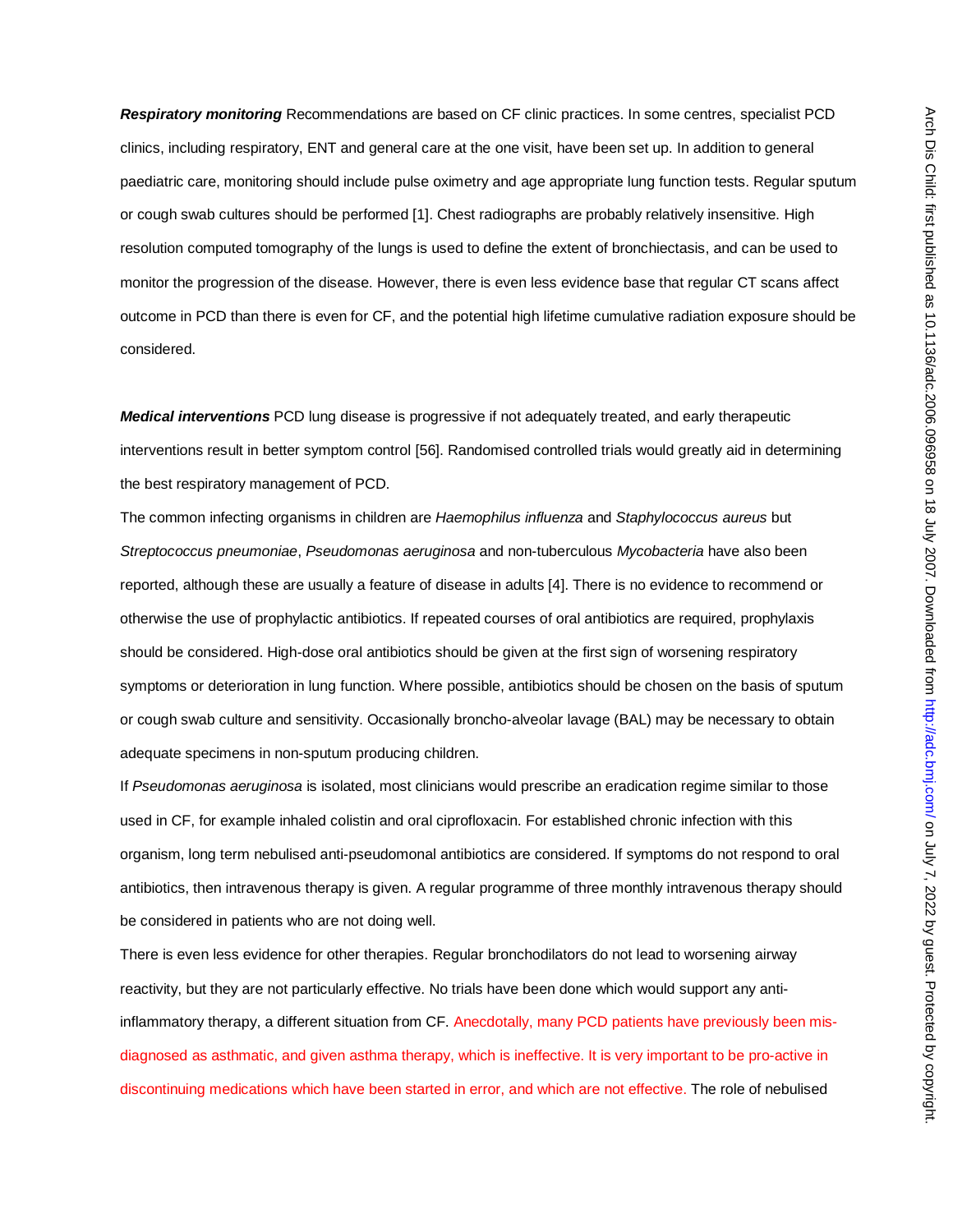***Respiratory monitoring*** Recommendations are based on CF clinic practices. In some centres, specialist PCD clinics, including respiratory, ENT and general care at the one visit, have been set up. In addition to general paediatric care, monitoring should include pulse oximetry and age appropriate lung function tests. Regular sputum or cough swab cultures should be performed [1]. Chest radiographs are probably relatively insensitive. High resolution computed tomography of the lungs is used to define the extent of bronchiectasis, and can be used to monitor the progression of the disease. However, there is even less evidence base that regular CT scans affect outcome in PCD than there is even for CF, and the potential high lifetime cumulative radiation exposure should be considered.

***Medical interventions*** PCD lung disease is progressive if not adequately treated, and early therapeutic interventions result in better symptom control [56]. Randomised controlled trials would greatly aid in determining the best respiratory management of PCD.

The common infecting organisms in children are *Haemophilus influenza* and *Staphylococcus aureus* but *Streptococcus pneumoniae*, *Pseudomonas aeruginosa* and non-tuberculous *Mycobacteria* have also been reported, although these are usually a feature of disease in adults [4]. There is no evidence to recommend or otherwise the use of prophylactic antibiotics. If repeated courses of oral antibiotics are required, prophylaxis should be considered. High-dose oral antibiotics should be given at the first sign of worsening respiratory symptoms or deterioration in lung function. Where possible, antibiotics should be chosen on the basis of sputum or cough swab culture and sensitivity. Occasionally broncho-alveolar lavage (BAL) may be necessary to obtain adequate specimens in non-sputum producing children.

If *Pseudomonas aeruginosa* is isolated, most clinicians would prescribe an eradication regime similar to those used in CF, for example inhaled colistin and oral ciprofloxacin. For established chronic infection with this organism, long term nebulised anti-pseudomonal antibiotics are considered. If symptoms do not respond to oral antibiotics, then intravenous therapy is given. A regular programme of three monthly intravenous therapy should be considered in patients who are not doing well.

There is even less evidence for other therapies. Regular bronchodilators do not lead to worsening airway reactivity, but they are not particularly effective. No trials have been done which would support any anti-inflammatory therapy, a different situation from CF. Anecdotally, many PCD patients have previously been mis-diagnosed as asthmatic, and given asthma therapy, which is ineffective. It is very important to be pro-active in discontinuing medications which have been started in error, and which are not effective. The role of nebulised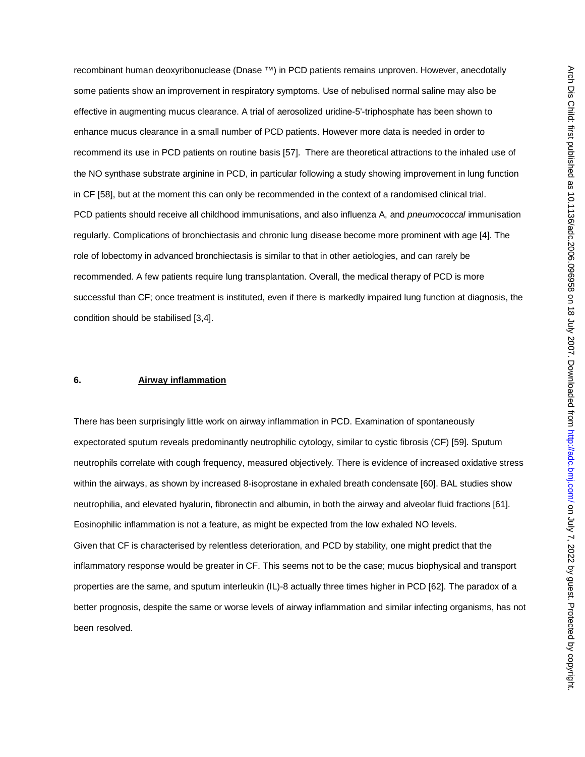recombinant human deoxyribonuclease (Dnase ™) in PCD patients remains unproven. However, anecdotally some patients show an improvement in respiratory symptoms. Use of nebulised normal saline may also be effective in augmenting mucus clearance. A trial of aerosolized uridine-5'-triphosphate has been shown to enhance mucus clearance in a small number of PCD patients. However more data is needed in order to recommend its use in PCD patients on routine basis [57]. There are theoretical attractions to the inhaled use of the NO synthase substrate arginine in PCD, in particular following a study showing improvement in lung function in CF [58], but at the moment this can only be recommended in the context of a randomised clinical trial. PCD patients should receive all childhood immunisations, and also influenza A, and *pneumococcal* immunisation regularly. Complications of bronchiectasis and chronic lung disease become more prominent with age [4]. The role of lobectomy in advanced bronchiectasis is similar to that in other aetiologies, and can rarely be recommended. A few patients require lung transplantation. Overall, the medical therapy of PCD is more successful than CF; once treatment is instituted, even if there is markedly impaired lung function at diagnosis, the condition should be stabilised [3,4].

## 6. Airway inflammation

There has been surprisingly little work on airway inflammation in PCD. Examination of spontaneously expectorated sputum reveals predominantly neutrophilic cytology, similar to cystic fibrosis (CF) [59]. Sputum neutrophils correlate with cough frequency, measured objectively. There is evidence of increased oxidative stress within the airways, as shown by increased 8-isoprostane in exhaled breath condensate [60]. BAL studies show neutrophilia, and elevated hyalurin, fibronectin and albumin, in both the airway and alveolar fluid fractions [61]. Eosinophilic inflammation is not a feature, as might be expected from the low exhaled NO levels.
Given that CF is characterised by relentless deterioration, and PCD by stability, one might predict that the inflammatory response would be greater in CF. This seems not to be the case; mucus biophysical and transport properties are the same, and sputum interleukin (IL)-8 actually three times higher in PCD [62]. The paradox of a better prognosis, despite the same or worse levels of airway inflammation and similar infecting organisms, has not been resolved.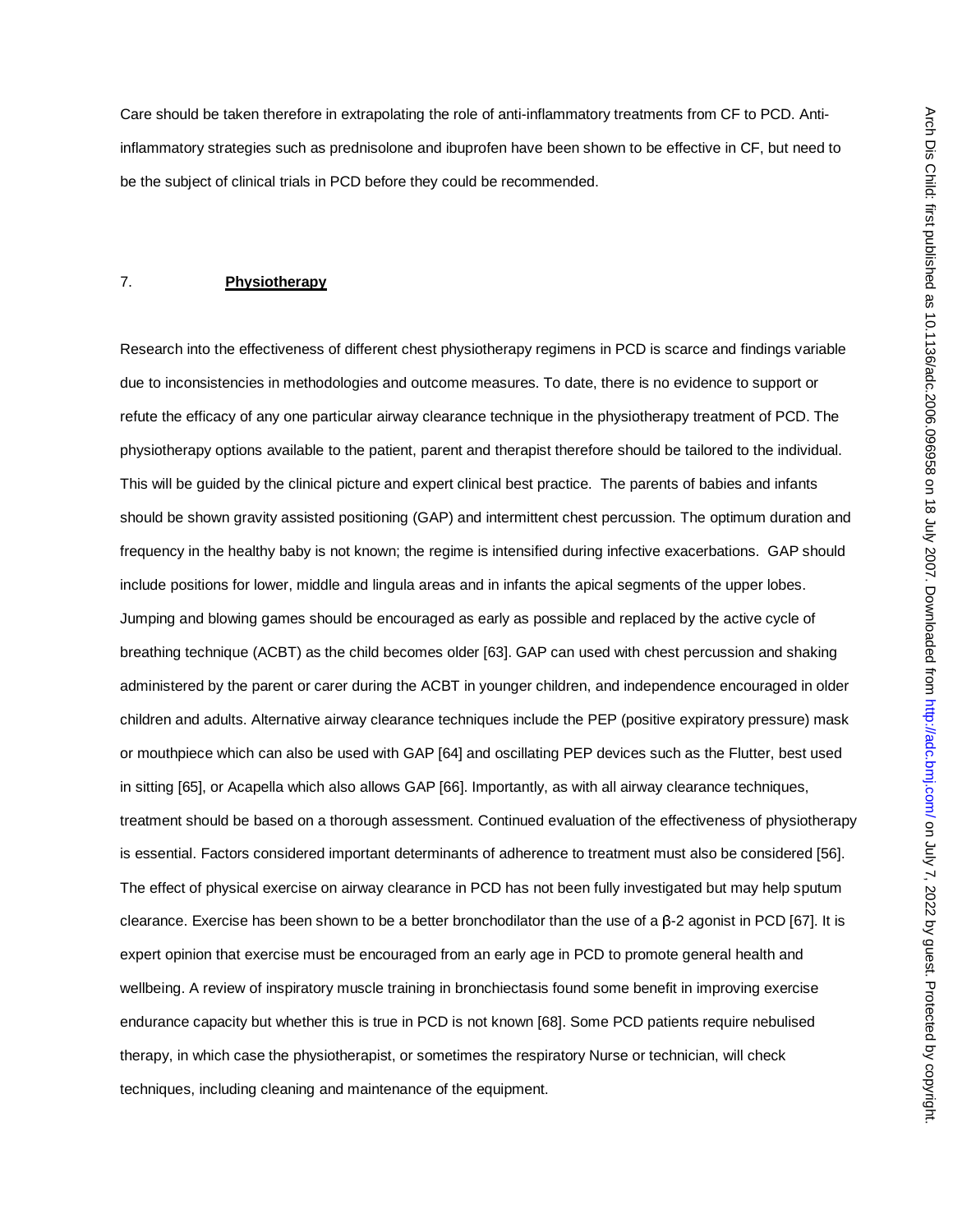Care should be taken therefore in extrapolating the role of anti-inflammatory treatments from CF to PCD. Anti-inflammatory strategies such as prednisolone and ibuprofen have been shown to be effective in CF, but need to be the subject of clinical trials in PCD before they could be recommended.

## 7. **Physiotherapy**

Research into the effectiveness of different chest physiotherapy regimens in PCD is scarce and findings variable due to inconsistencies in methodologies and outcome measures. To date, there is no evidence to support or refute the efficacy of any one particular airway clearance technique in the physiotherapy treatment of PCD. The physiotherapy options available to the patient, parent and therapist therefore should be tailored to the individual. This will be guided by the clinical picture and expert clinical best practice. The parents of babies and infants should be shown gravity assisted positioning (GAP) and intermittent chest percussion. The optimum duration and frequency in the healthy baby is not known; the regime is intensified during infective exacerbations. GAP should include positions for lower, middle and lingula areas and in infants the apical segments of the upper lobes. Jumping and blowing games should be encouraged as early as possible and replaced by the active cycle of breathing technique (ACBT) as the child becomes older [63]. GAP can used with chest percussion and shaking administered by the parent or carer during the ACBT in younger children, and independence encouraged in older children and adults. Alternative airway clearance techniques include the PEP (positive expiratory pressure) mask or mouthpiece which can also be used with GAP [64] and oscillating PEP devices such as the Flutter, best used in sitting [65], or Acapella which also allows GAP [66]. Importantly, as with all airway clearance techniques, treatment should be based on a thorough assessment. Continued evaluation of the effectiveness of physiotherapy is essential. Factors considered important determinants of adherence to treatment must also be considered [56]. The effect of physical exercise on airway clearance in PCD has not been fully investigated but may help sputum clearance. Exercise has been shown to be a better bronchodilator than the use of a β-2 agonist in PCD [67]. It is expert opinion that exercise must be encouraged from an early age in PCD to promote general health and wellbeing. A review of inspiratory muscle training in bronchiectasis found some benefit in improving exercise endurance capacity but whether this is true in PCD is not known [68]. Some PCD patients require nebulised therapy, in which case the physiotherapist, or sometimes the respiratory Nurse or technician, will check techniques, including cleaning and maintenance of the equipment.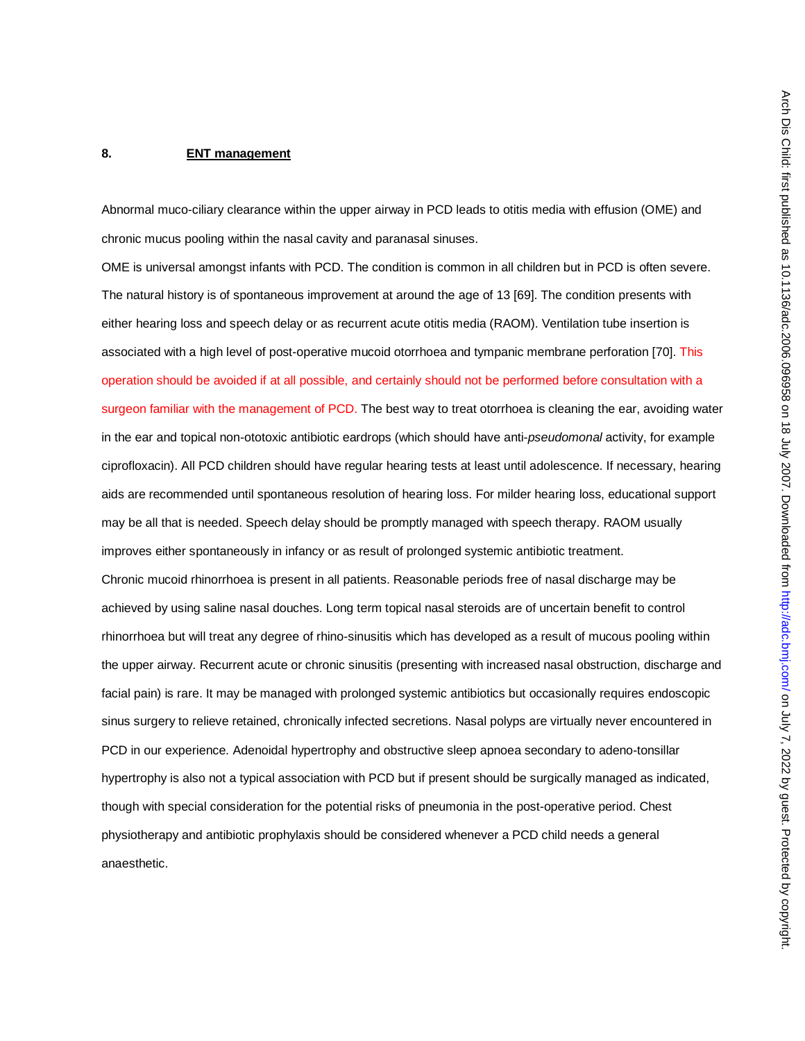## 8. **ENT management**

Abnormal muco-ciliary clearance within the upper airway in PCD leads to otitis media with effusion (OME) and chronic mucus pooling within the nasal cavity and paranasal sinuses.

OME is universal amongst infants with PCD. The condition is common in all children but in PCD is often severe. The natural history is of spontaneous improvement at around the age of 13 [69]. The condition presents with either hearing loss and speech delay or as recurrent acute otitis media (RAOM). Ventilation tube insertion is associated with a high level of post-operative mucoid otorrhoea and tympanic membrane perforation [70]. This operation should be avoided if at all possible, and certainly should not be performed before consultation with a surgeon familiar with the management of PCD. The best way to treat otorrhoea is cleaning the ear, avoiding water in the ear and topical non-ototoxic antibiotic eardrops (which should have anti-*pseudomonal* activity, for example ciprofloxacin). All PCD children should have regular hearing tests at least until adolescence. If necessary, hearing aids are recommended until spontaneous resolution of hearing loss. For milder hearing loss, educational support may be all that is needed. Speech delay should be promptly managed with speech therapy. RAOM usually improves either spontaneously in infancy or as result of prolonged systemic antibiotic treatment.

Chronic mucoid rhinorrhoea is present in all patients. Reasonable periods free of nasal discharge may be achieved by using saline nasal douches. Long term topical nasal steroids are of uncertain benefit to control rhinorrhoea but will treat any degree of rhino-sinusitis which has developed as a result of mucous pooling within the upper airway. Recurrent acute or chronic sinusitis (presenting with increased nasal obstruction, discharge and facial pain) is rare. It may be managed with prolonged systemic antibiotics but occasionally requires endoscopic sinus surgery to relieve retained, chronically infected secretions. Nasal polyps are virtually never encountered in PCD in our experience. Adenoidal hypertrophy and obstructive sleep apnoea secondary to adeno-tonsillar hypertrophy is also not a typical association with PCD but if present should be surgically managed as indicated, though with special consideration for the potential risks of pneumonia in the post-operative period. Chest physiotherapy and antibiotic prophylaxis should be considered whenever a PCD child needs a general anaesthetic.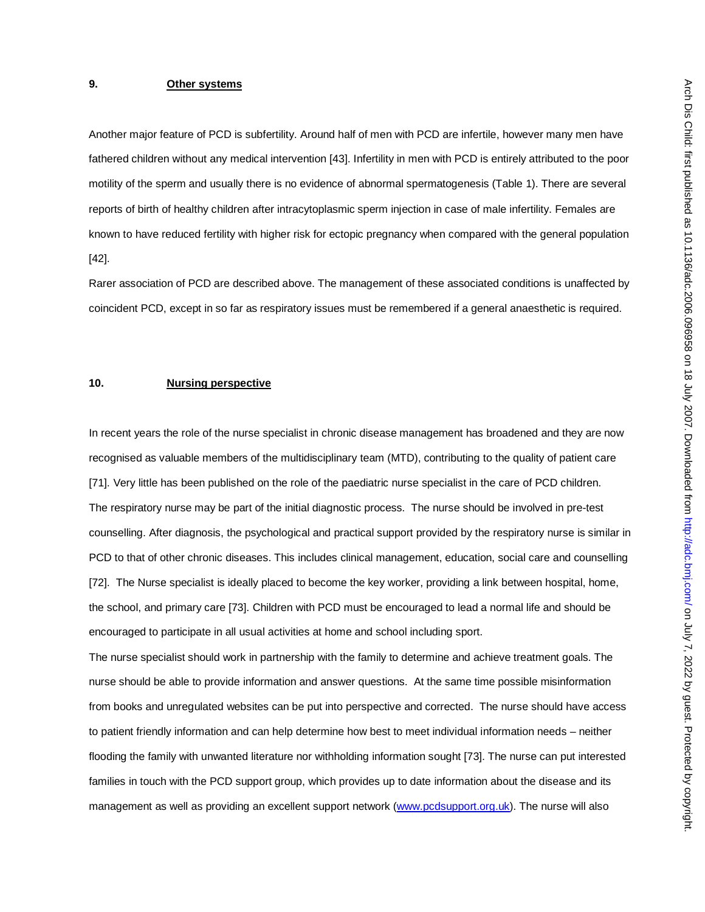## 9. Other systems

Another major feature of PCD is subfertility. Around half of men with PCD are infertile, however many men have fathered children without any medical intervention [43]. Infertility in men with PCD is entirely attributed to the poor motility of the sperm and usually there is no evidence of abnormal spermatogenesis (Table 1). There are several reports of birth of healthy children after intracytoplasmic sperm injection in case of male infertility. Females are known to have reduced fertility with higher risk for ectopic pregnancy when compared with the general population [42].

Rarer association of PCD are described above. The management of these associated conditions is unaffected by coincident PCD, except in so far as respiratory issues must be remembered if a general anaesthetic is required.

## 10. Nursing perspective

In recent years the role of the nurse specialist in chronic disease management has broadened and they are now recognised as valuable members of the multidisciplinary team (MTD), contributing to the quality of patient care [71]. Very little has been published on the role of the paediatric nurse specialist in the care of PCD children. The respiratory nurse may be part of the initial diagnostic process. The nurse should be involved in pre-test counselling. After diagnosis, the psychological and practical support provided by the respiratory nurse is similar in PCD to that of other chronic diseases. This includes clinical management, education, social care and counselling [72]. The Nurse specialist is ideally placed to become the key worker, providing a link between hospital, home, the school, and primary care [73]. Children with PCD must be encouraged to lead a normal life and should be encouraged to participate in all usual activities at home and school including sport.

The nurse specialist should work in partnership with the family to determine and achieve treatment goals. The nurse should be able to provide information and answer questions. At the same time possible misinformation from books and unregulated websites can be put into perspective and corrected. The nurse should have access to patient friendly information and can help determine how best to meet individual information needs – neither flooding the family with unwanted literature nor withholding information sought [73]. The nurse can put interested families in touch with the PCD support group, which provides up to date information about the disease and its management as well as providing an excellent support network (www.pcdsupport.org.uk). The nurse will also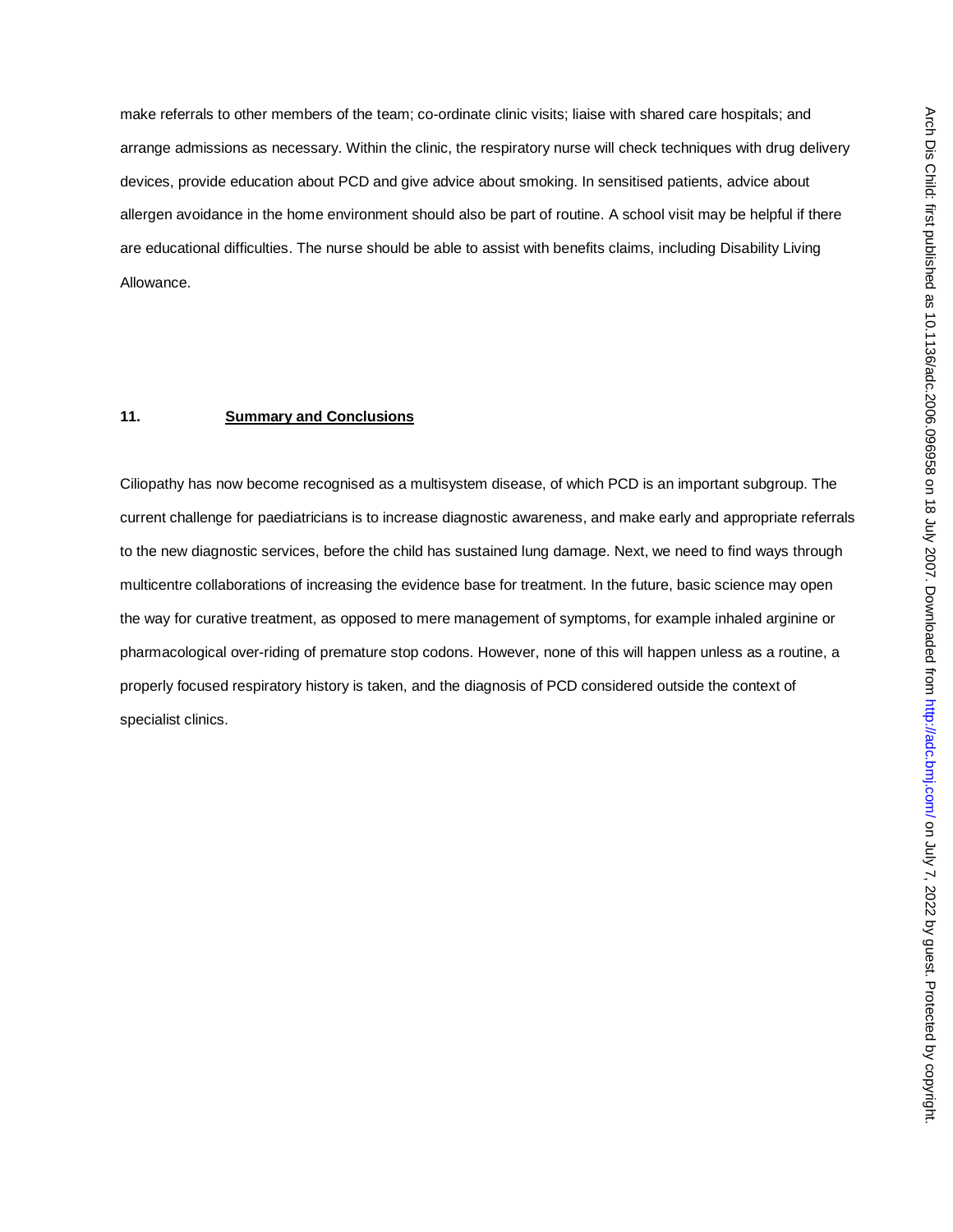make referrals to other members of the team; co-ordinate clinic visits; liaise with shared care hospitals; and arrange admissions as necessary. Within the clinic, the respiratory nurse will check techniques with drug delivery devices, provide education about PCD and give advice about smoking. In sensitised patients, advice about allergen avoidance in the home environment should also be part of routine. A school visit may be helpful if there are educational difficulties. The nurse should be able to assist with benefits claims, including Disability Living Allowance.

## 11. Summary and Conclusions

Ciliopathy has now become recognised as a multisystem disease, of which PCD is an important subgroup. The current challenge for paediatricians is to increase diagnostic awareness, and make early and appropriate referrals to the new diagnostic services, before the child has sustained lung damage. Next, we need to find ways through multicentre collaborations of increasing the evidence base for treatment. In the future, basic science may open the way for curative treatment, as opposed to mere management of symptoms, for example inhaled arginine or pharmacological over-riding of premature stop codons. However, none of this will happen unless as a routine, a properly focused respiratory history is taken, and the diagnosis of PCD considered outside the context of specialist clinics.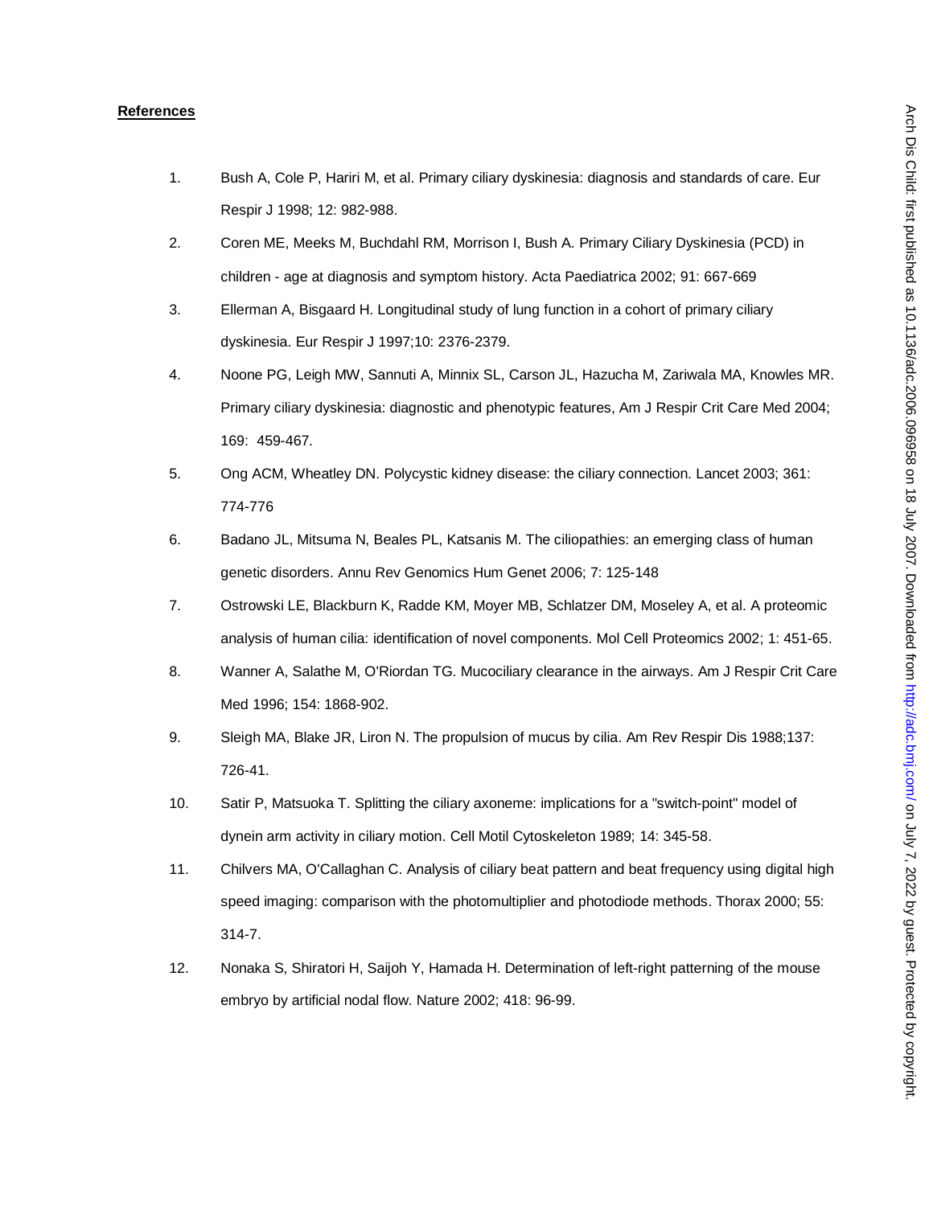**References**

1. Bush A, Cole P, Hariri M, et al. Primary ciliary dyskinesia: diagnosis and standards of care. Eur Respir J 1998; 12: 982-988.
2. Coren ME, Meeks M, Buchdahl RM, Morrison I, Bush A. Primary Ciliary Dyskinesia (PCD) in children - age at diagnosis and symptom history. Acta Paediatrica 2002; 91: 667-669
3. Ellerman A, Bisgaard H. Longitudinal study of lung function in a cohort of primary ciliary dyskinesia. Eur Respir J 1997;10: 2376-2379.
4. Noone PG, Leigh MW, Sannuti A, Minnix SL, Carson JL, Hazucha M, Zariwala MA, Knowles MR. Primary ciliary dyskinesia: diagnostic and phenotypic features, Am J Respir Crit Care Med 2004; 169: 459-467.
5. Ong ACM, Wheatley DN. Polycystic kidney disease: the ciliary connection. Lancet 2003; 361: 774-776
6. Badano JL, Mitsuma N, Beales PL, Katsanis M. The ciliopathies: an emerging class of human genetic disorders. Annu Rev Genomics Hum Genet 2006; 7: 125-148
7. Ostrowski LE, Blackburn K, Radde KM, Moyer MB, Schlatzer DM, Moseley A, et al. A proteomic analysis of human cilia: identification of novel components. Mol Cell Proteomics 2002; 1: 451-65.
8. Wanner A, Salathe M, O'Riordan TG. Mucociliary clearance in the airways. Am J Respir Crit Care Med 1996; 154: 1868-902.
9. Sleigh MA, Blake JR, Liron N. The propulsion of mucus by cilia. Am Rev Respir Dis 1988;137: 726-41.
10. Satir P, Matsuoka T. Splitting the ciliary axoneme: implications for a "switch-point" model of dynein arm activity in ciliary motion. Cell Motil Cytoskeleton 1989; 14: 345-58.
11. Chilvers MA, O'Callaghan C. Analysis of ciliary beat pattern and beat frequency using digital high speed imaging: comparison with the photomultiplier and photodiode methods. Thorax 2000; 55: 314-7.
12. Nonaka S, Shiratori H, Saijoh Y, Hamada H. Determination of left-right patterning of the mouse embryo by artificial nodal flow. Nature 2002; 418: 96-99.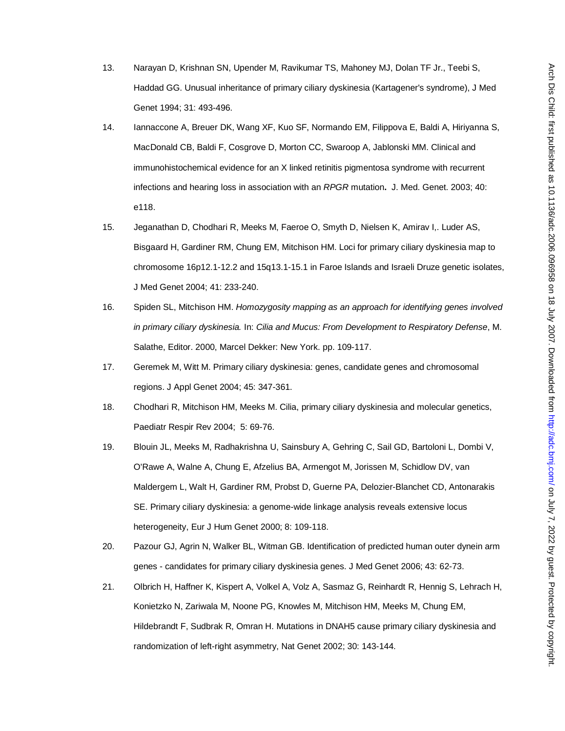13. Narayan D, Krishnan SN, Upender M, Ravikumar TS, Mahoney MJ, Dolan TF Jr., Teebi S, Haddad GG. Unusual inheritance of primary ciliary dyskinesia (Kartagener's syndrome), J Med Genet 1994; 31: 493-496.

14. Iannaccone A, Breuer DK, Wang XF, Kuo SF, Normando EM, Filippova E, Baldi A, Hiriyanna S, MacDonald CB, Baldi F, Cosgrove D, Morton CC, Swaroop A, Jablonski MM. Clinical and immunohistochemical evidence for an X linked retinitis pigmentosa syndrome with recurrent infections and hearing loss in association with an *RPGR* mutation**.** J. Med. Genet. 2003; 40: e118.

15. Jeganathan D, Chodhari R, Meeks M, Faeroe O, Smyth D, Nielsen K, Amirav I,. Luder AS, Bisgaard H, Gardiner RM, Chung EM, Mitchison HM. Loci for primary ciliary dyskinesia map to chromosome 16p12.1-12.2 and 15q13.1-15.1 in Faroe Islands and Israeli Druze genetic isolates, J Med Genet 2004; 41: 233-240.

16. Spiden SL, Mitchison HM. *Homozygosity mapping as an approach for identifying genes involved in primary ciliary dyskinesia.* In: *Cilia and Mucus: From Development to Respiratory Defense*, M. Salathe, Editor. 2000, Marcel Dekker: New York. pp. 109-117.

17. Geremek M, Witt M. Primary ciliary dyskinesia: genes, candidate genes and chromosomal regions. J Appl Genet 2004; 45: 347-361.

18. Chodhari R, Mitchison HM, Meeks M. Cilia, primary ciliary dyskinesia and molecular genetics, Paediatr Respir Rev 2004; 5: 69-76.

19. Blouin JL, Meeks M, Radhakrishna U, Sainsbury A, Gehring C, Sail GD, Bartoloni L, Dombi V, O'Rawe A, Walne A, Chung E, Afzelius BA, Armengot M, Jorissen M, Schidlow DV, van Maldergem L, Walt H, Gardiner RM, Probst D, Guerne PA, Delozier-Blanchet CD, Antonarakis SE. Primary ciliary dyskinesia: a genome-wide linkage analysis reveals extensive locus heterogeneity, Eur J Hum Genet 2000; 8: 109-118.

20. Pazour GJ, Agrin N, Walker BL, Witman GB. Identification of predicted human outer dynein arm genes - candidates for primary ciliary dyskinesia genes. J Med Genet 2006; 43: 62-73.

21. Olbrich H, Haffner K, Kispert A, Volkel A, Volz A, Sasmaz G, Reinhardt R, Hennig S, Lehrach H, Konietzko N, Zariwala M, Noone PG, Knowles M, Mitchison HM, Meeks M, Chung EM, Hildebrandt F, Sudbrak R, Omran H. Mutations in DNAH5 cause primary ciliary dyskinesia and randomization of left-right asymmetry, Nat Genet 2002; 30: 143-144.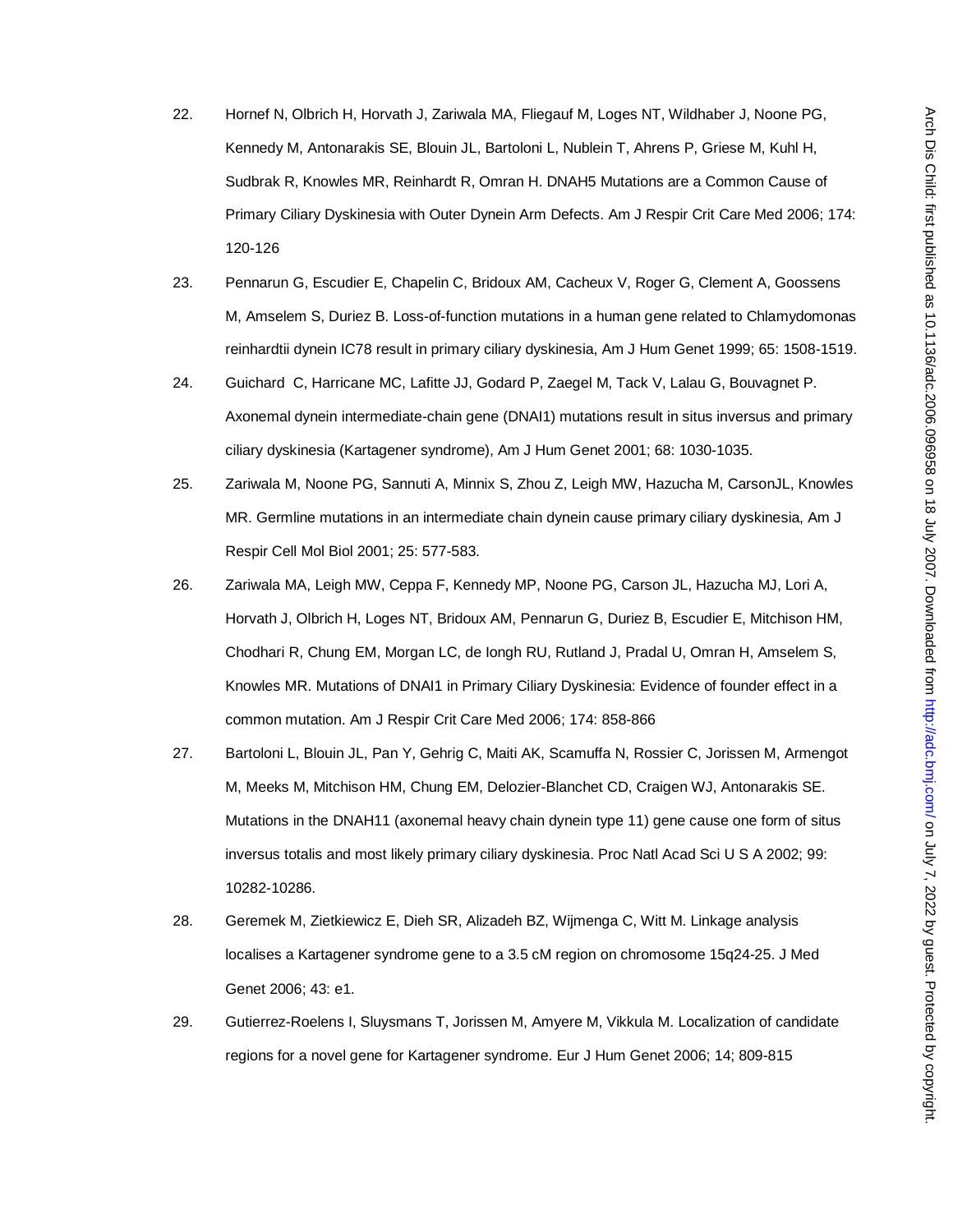22. Hornef N, Olbrich H, Horvath J, Zariwala MA, Fliegauf M, Loges NT, Wildhaber J, Noone PG, Kennedy M, Antonarakis SE, Blouin JL, Bartoloni L, Nublein T, Ahrens P, Griese M, Kuhl H, Sudbrak R, Knowles MR, Reinhardt R, Omran H. DNAH5 Mutations are a Common Cause of Primary Ciliary Dyskinesia with Outer Dynein Arm Defects. Am J Respir Crit Care Med 2006; 174: 120-126

23. Pennarun G, Escudier E, Chapelin C, Bridoux AM, Cacheux V, Roger G, Clement A, Goossens M, Amselem S, Duriez B. Loss-of-function mutations in a human gene related to Chlamydomonas reinhardtii dynein IC78 result in primary ciliary dyskinesia, Am J Hum Genet 1999; 65: 1508-1519.

24. Guichard C, Harricane MC, Lafitte JJ, Godard P, Zaegel M, Tack V, Lalau G, Bouvagnet P. Axonemal dynein intermediate-chain gene (DNAI1) mutations result in situs inversus and primary ciliary dyskinesia (Kartagener syndrome), Am J Hum Genet 2001; 68: 1030-1035.

25. Zariwala M, Noone PG, Sannuti A, Minnix S, Zhou Z, Leigh MW, Hazucha M, CarsonJL, Knowles MR. Germline mutations in an intermediate chain dynein cause primary ciliary dyskinesia, Am J Respir Cell Mol Biol 2001; 25: 577-583.

26. Zariwala MA, Leigh MW, Ceppa F, Kennedy MP, Noone PG, Carson JL, Hazucha MJ, Lori A, Horvath J, Olbrich H, Loges NT, Bridoux AM, Pennarun G, Duriez B, Escudier E, Mitchison HM, Chodhari R, Chung EM, Morgan LC, de Iongh RU, Rutland J, Pradal U, Omran H, Amselem S, Knowles MR. Mutations of DNAI1 in Primary Ciliary Dyskinesia: Evidence of founder effect in a common mutation. Am J Respir Crit Care Med 2006; 174: 858-866

27. Bartoloni L, Blouin JL, Pan Y, Gehrig C, Maiti AK, Scamuffa N, Rossier C, Jorissen M, Armengot M, Meeks M, Mitchison HM, Chung EM, Delozier-Blanchet CD, Craigen WJ, Antonarakis SE. Mutations in the DNAH11 (axonemal heavy chain dynein type 11) gene cause one form of situs inversus totalis and most likely primary ciliary dyskinesia. Proc Natl Acad Sci U S A 2002; 99: 10282-10286.

28. Geremek M, Zietkiewicz E, Dieh SR, Alizadeh BZ, Wijmenga C, Witt M. Linkage analysis localises a Kartagener syndrome gene to a 3.5 cM region on chromosome 15q24-25. J Med Genet 2006; 43: e1.

29. Gutierrez-Roelens I, Sluysmans T, Jorissen M, Amyere M, Vikkula M. Localization of candidate regions for a novel gene for Kartagener syndrome. Eur J Hum Genet 2006; 14; 809-815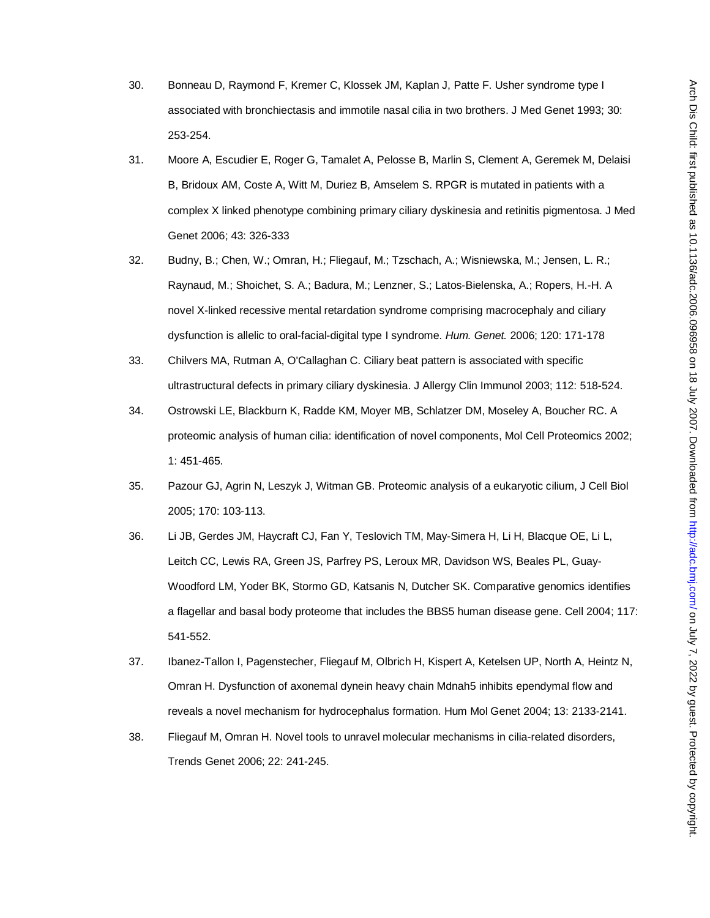30. Bonneau D, Raymond F, Kremer C, Klossek JM, Kaplan J, Patte F. Usher syndrome type I associated with bronchiectasis and immotile nasal cilia in two brothers. J Med Genet 1993; 30: 253-254.

31. Moore A, Escudier E, Roger G, Tamalet A, Pelosse B, Marlin S, Clement A, Geremek M, Delaisi B, Bridoux AM, Coste A, Witt M, Duriez B, Amselem S. RPGR is mutated in patients with a complex X linked phenotype combining primary ciliary dyskinesia and retinitis pigmentosa. J Med Genet 2006; 43: 326-333

32. Budny, B.; Chen, W.; Omran, H.; Fliegauf, M.; Tzschach, A.; Wisniewska, M.; Jensen, L. R.; Raynaud, M.; Shoichet, S. A.; Badura, M.; Lenzner, S.; Latos-Bielenska, A.; Ropers, H.-H. A novel X-linked recessive mental retardation syndrome comprising macrocephaly and ciliary dysfunction is allelic to oral-facial-digital type I syndrome. *Hum. Genet.* 2006; 120: 171-178

33. Chilvers MA, Rutman A, O'Callaghan C. Ciliary beat pattern is associated with specific ultrastructural defects in primary ciliary dyskinesia. J Allergy Clin Immunol 2003; 112: 518-524.

34. Ostrowski LE, Blackburn K, Radde KM, Moyer MB, Schlatzer DM, Moseley A, Boucher RC. A proteomic analysis of human cilia: identification of novel components, Mol Cell Proteomics 2002; 1: 451-465.

35. Pazour GJ, Agrin N, Leszyk J, Witman GB. Proteomic analysis of a eukaryotic cilium, J Cell Biol 2005; 170: 103-113.

36. Li JB, Gerdes JM, Haycraft CJ, Fan Y, Teslovich TM, May-Simera H, Li H, Blacque OE, Li L, Leitch CC, Lewis RA, Green JS, Parfrey PS, Leroux MR, Davidson WS, Beales PL, Guay-Woodford LM, Yoder BK, Stormo GD, Katsanis N, Dutcher SK. Comparative genomics identifies a flagellar and basal body proteome that includes the BBS5 human disease gene. Cell 2004; 117: 541-552.

37. Ibanez-Tallon I, Pagenstecher, Fliegauf M, Olbrich H, Kispert A, Ketelsen UP, North A, Heintz N, Omran H. Dysfunction of axonemal dynein heavy chain Mdnah5 inhibits ependymal flow and reveals a novel mechanism for hydrocephalus formation. Hum Mol Genet 2004; 13: 2133-2141.

38. Fliegauf M, Omran H. Novel tools to unravel molecular mechanisms in cilia-related disorders, Trends Genet 2006; 22: 241-245.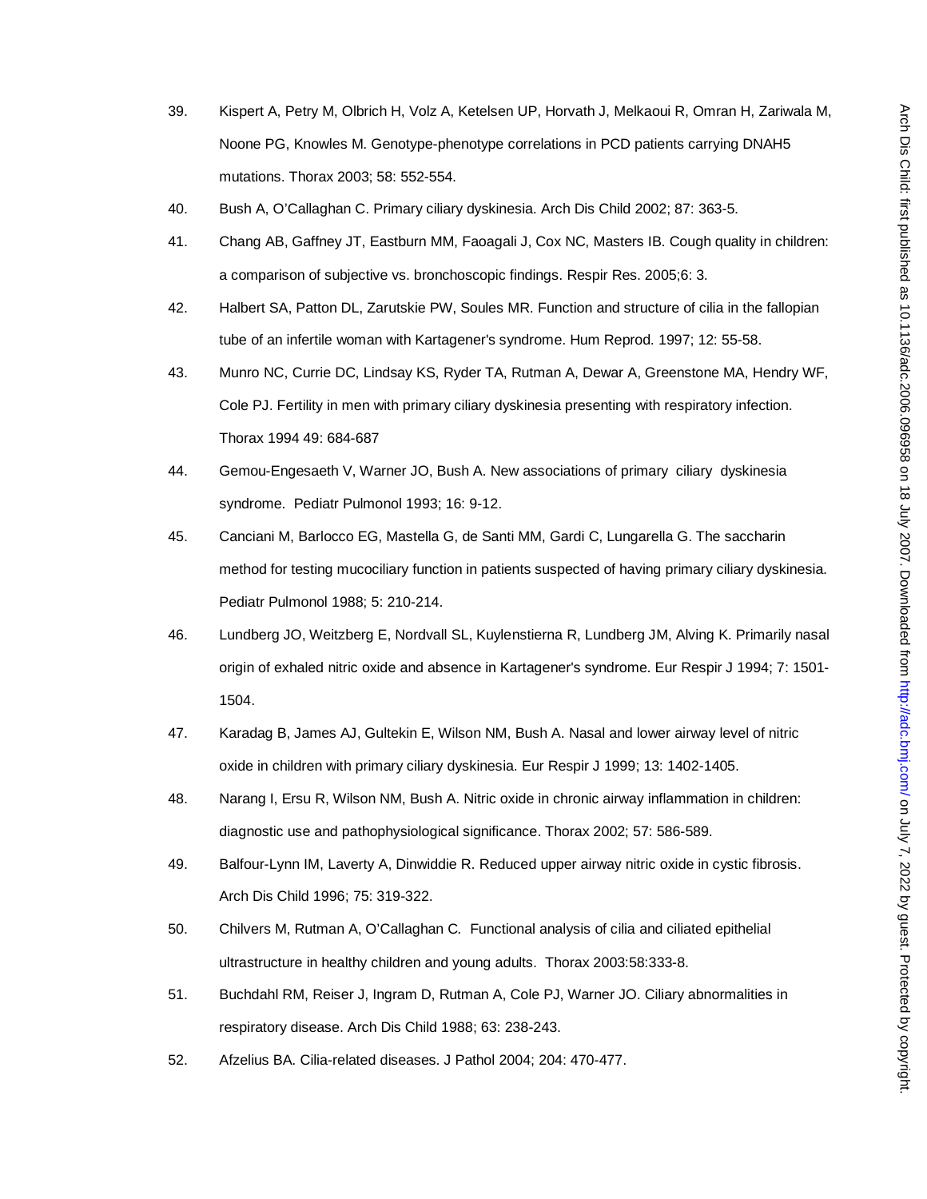39. Kispert A, Petry M, Olbrich H, Volz A, Ketelsen UP, Horvath J, Melkaoui R, Omran H, Zariwala M, Noone PG, Knowles M. Genotype-phenotype correlations in PCD patients carrying DNAH5 mutations. Thorax 2003; 58: 552-554.

40. Bush A, O'Callaghan C. Primary ciliary dyskinesia. Arch Dis Child 2002; 87: 363-5.

41. Chang AB, Gaffney JT, Eastburn MM, Faoagali J, Cox NC, Masters IB. Cough quality in children: a comparison of subjective vs. bronchoscopic findings. Respir Res. 2005;6: 3.

42. Halbert SA, Patton DL, Zarutskie PW, Soules MR. Function and structure of cilia in the fallopian tube of an infertile woman with Kartagener's syndrome. Hum Reprod. 1997; 12: 55-58.

43. Munro NC, Currie DC, Lindsay KS, Ryder TA, Rutman A, Dewar A, Greenstone MA, Hendry WF, Cole PJ. Fertility in men with primary ciliary dyskinesia presenting with respiratory infection. Thorax 1994 49: 684-687

44. Gemou-Engesaeth V, Warner JO, Bush A. New associations of primary ciliary dyskinesia syndrome. Pediatr Pulmonol 1993; 16: 9-12.

45. Canciani M, Barlocco EG, Mastella G, de Santi MM, Gardi C, Lungarella G. The saccharin method for testing mucociliary function in patients suspected of having primary ciliary dyskinesia. Pediatr Pulmonol 1988; 5: 210-214.

46. Lundberg JO, Weitzberg E, Nordvall SL, Kuylenstierna R, Lundberg JM, Alving K. Primarily nasal origin of exhaled nitric oxide and absence in Kartagener's syndrome. Eur Respir J 1994; 7: 1501-1504.

47. Karadag B, James AJ, Gultekin E, Wilson NM, Bush A. Nasal and lower airway level of nitric oxide in children with primary ciliary dyskinesia. Eur Respir J 1999; 13: 1402-1405.

48. Narang I, Ersu R, Wilson NM, Bush A. Nitric oxide in chronic airway inflammation in children: diagnostic use and pathophysiological significance. Thorax 2002; 57: 586-589.

49. Balfour-Lynn IM, Laverty A, Dinwiddie R. Reduced upper airway nitric oxide in cystic fibrosis. Arch Dis Child 1996; 75: 319-322.

50. Chilvers M, Rutman A, O'Callaghan C. Functional analysis of cilia and ciliated epithelial ultrastructure in healthy children and young adults. Thorax 2003:58:333-8.

51. Buchdahl RM, Reiser J, Ingram D, Rutman A, Cole PJ, Warner JO. Ciliary abnormalities in respiratory disease. Arch Dis Child 1988; 63: 238-243.

52. Afzelius BA. Cilia-related diseases. J Pathol 2004; 204: 470-477.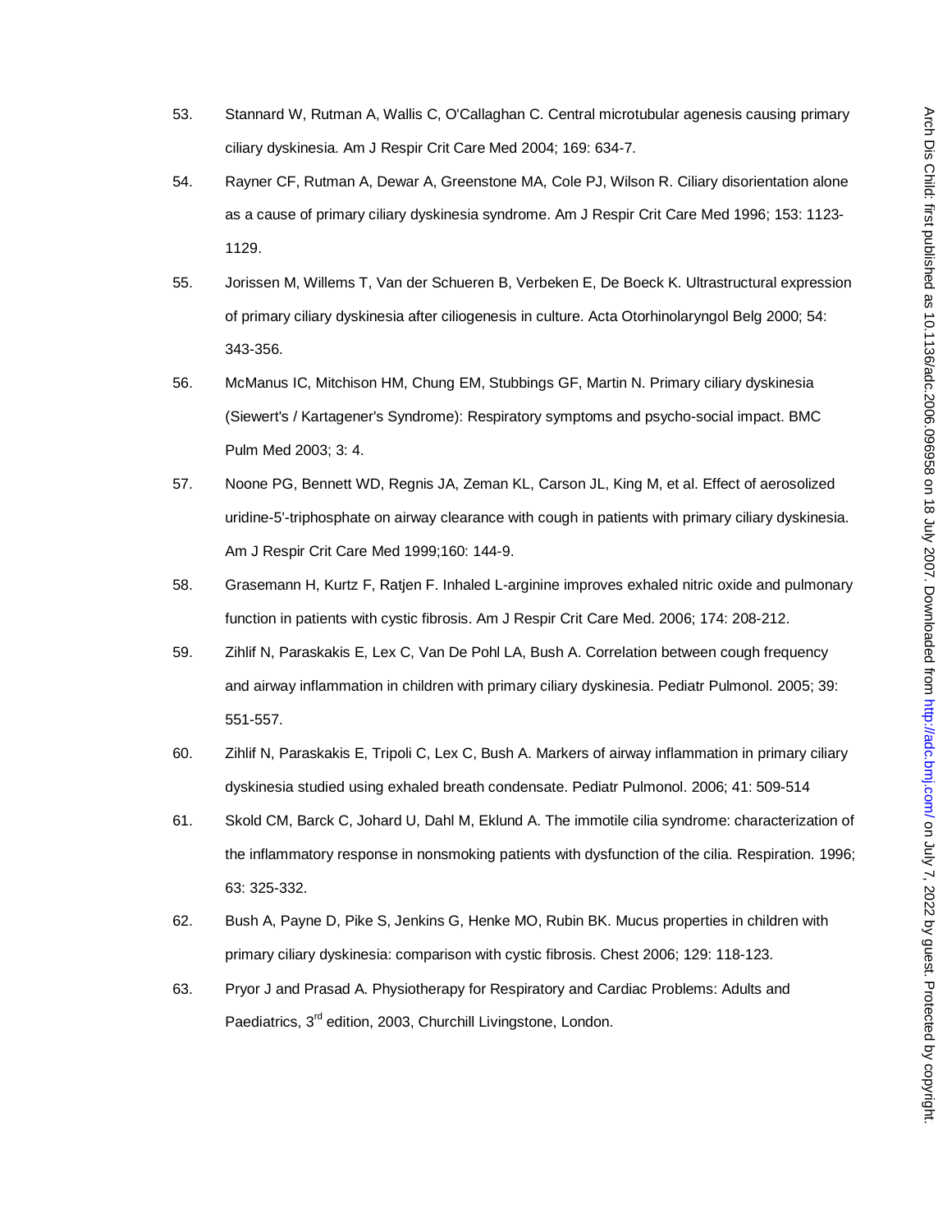53. Stannard W, Rutman A, Wallis C, O'Callaghan C. Central microtubular agenesis causing primary ciliary dyskinesia. Am J Respir Crit Care Med 2004; 169: 634-7.

54. Rayner CF, Rutman A, Dewar A, Greenstone MA, Cole PJ, Wilson R. Ciliary disorientation alone as a cause of primary ciliary dyskinesia syndrome. Am J Respir Crit Care Med 1996; 153: 1123-1129.

55. Jorissen M, Willems T, Van der Schueren B, Verbeken E, De Boeck K. Ultrastructural expression of primary ciliary dyskinesia after ciliogenesis in culture. Acta Otorhinolaryngol Belg 2000; 54: 343-356.

56. McManus IC, Mitchison HM, Chung EM, Stubbings GF, Martin N. Primary ciliary dyskinesia (Siewert's / Kartagener's Syndrome): Respiratory symptoms and psycho-social impact. BMC Pulm Med 2003; 3: 4.

57. Noone PG, Bennett WD, Regnis JA, Zeman KL, Carson JL, King M, et al. Effect of aerosolized uridine-5'-triphosphate on airway clearance with cough in patients with primary ciliary dyskinesia. Am J Respir Crit Care Med 1999;160: 144-9.

58. Grasemann H, Kurtz F, Ratjen F. Inhaled L-arginine improves exhaled nitric oxide and pulmonary function in patients with cystic fibrosis. Am J Respir Crit Care Med. 2006; 174: 208-212.

59. Zihlif N, Paraskakis E, Lex C, Van De Pohl LA, Bush A. Correlation between cough frequency and airway inflammation in children with primary ciliary dyskinesia. Pediatr Pulmonol. 2005; 39: 551-557.

60. Zihlif N, Paraskakis E, Tripoli C, Lex C, Bush A. Markers of airway inflammation in primary ciliary dyskinesia studied using exhaled breath condensate. Pediatr Pulmonol. 2006; 41: 509-514

61. Skold CM, Barck C, Johard U, Dahl M, Eklund A. The immotile cilia syndrome: characterization of the inflammatory response in nonsmoking patients with dysfunction of the cilia. Respiration. 1996; 63: 325-332.

62. Bush A, Payne D, Pike S, Jenkins G, Henke MO, Rubin BK. Mucus properties in children with primary ciliary dyskinesia: comparison with cystic fibrosis. Chest 2006; 129: 118-123.

63. Pryor J and Prasad A. Physiotherapy for Respiratory and Cardiac Problems: Adults and Paediatrics, 3rd edition, 2003, Churchill Livingstone, London.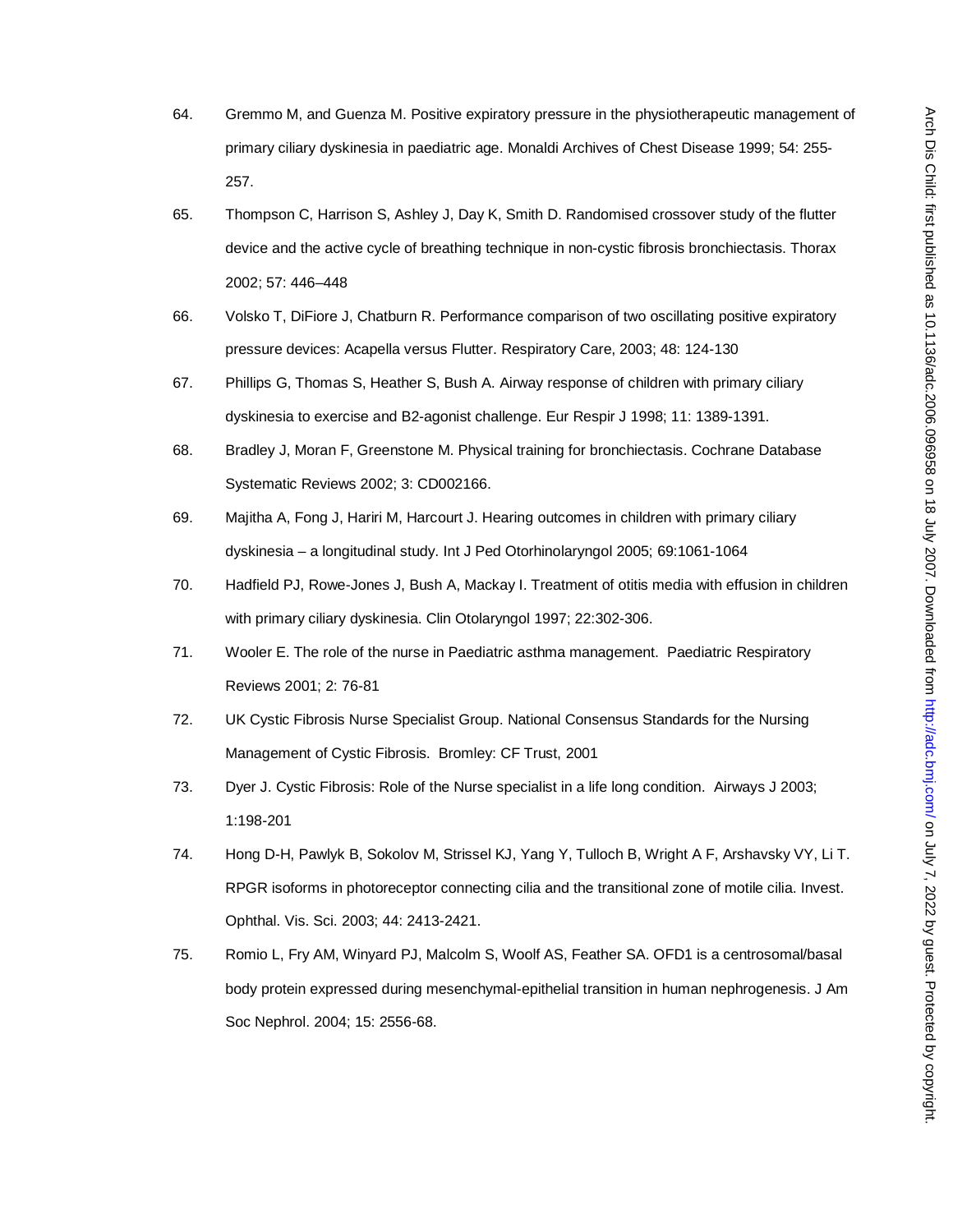64. Gremmo M, and Guenza M. Positive expiratory pressure in the physiotherapeutic management of primary ciliary dyskinesia in paediatric age. Monaldi Archives of Chest Disease 1999; 54: 255-257.

65. Thompson C, Harrison S, Ashley J, Day K, Smith D. Randomised crossover study of the flutter device and the active cycle of breathing technique in non-cystic fibrosis bronchiectasis. Thorax 2002; 57: 446–448

66. Volsko T, DiFiore J, Chatburn R. Performance comparison of two oscillating positive expiratory pressure devices: Acapella versus Flutter. Respiratory Care, 2003; 48: 124-130

67. Phillips G, Thomas S, Heather S, Bush A. Airway response of children with primary ciliary dyskinesia to exercise and B2-agonist challenge. Eur Respir J 1998; 11: 1389-1391.

68. Bradley J, Moran F, Greenstone M. Physical training for bronchiectasis. Cochrane Database Systematic Reviews 2002; 3: CD002166.

69. Majitha A, Fong J, Hariri M, Harcourt J. Hearing outcomes in children with primary ciliary dyskinesia – a longitudinal study. Int J Ped Otorhinolaryngol 2005; 69:1061-1064

70. Hadfield PJ, Rowe-Jones J, Bush A, Mackay I. Treatment of otitis media with effusion in children with primary ciliary dyskinesia. Clin Otolaryngol 1997; 22:302-306.

71. Wooler E. The role of the nurse in Paediatric asthma management. Paediatric Respiratory Reviews 2001; 2: 76-81

72. UK Cystic Fibrosis Nurse Specialist Group. National Consensus Standards for the Nursing Management of Cystic Fibrosis. Bromley: CF Trust, 2001

73. Dyer J. Cystic Fibrosis: Role of the Nurse specialist in a life long condition. Airways J 2003; 1:198-201

74. Hong D-H, Pawlyk B, Sokolov M, Strissel KJ, Yang Y, Tulloch B, Wright A F, Arshavsky VY, Li T. RPGR isoforms in photoreceptor connecting cilia and the transitional zone of motile cilia. Invest. Ophthal. Vis. Sci. 2003; 44: 2413-2421.

75. Romio L, Fry AM, Winyard PJ, Malcolm S, Woolf AS, Feather SA. OFD1 is a centrosomal/basal body protein expressed during mesenchymal-epithelial transition in human nephrogenesis. J Am Soc Nephrol. 2004; 15: 2556-68.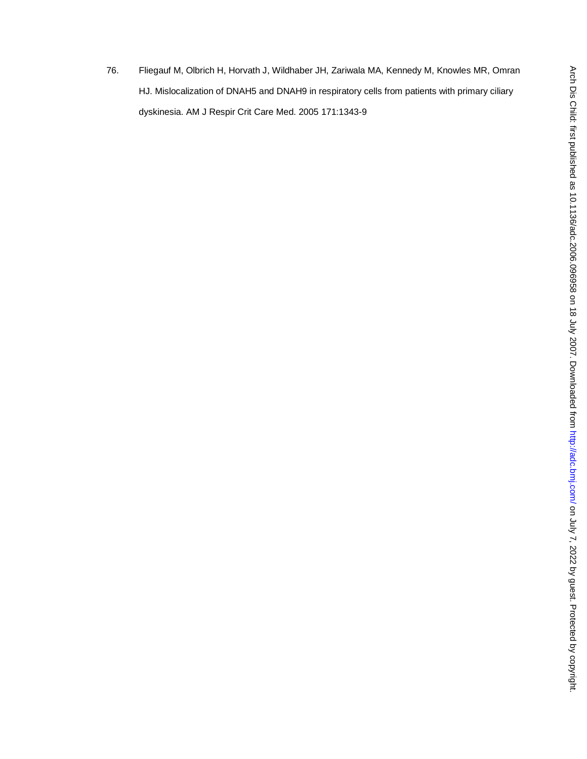76. Fliegauf M, Olbrich H, Horvath J, Wildhaber JH, Zariwala MA, Kennedy M, Knowles MR, Omran HJ. Mislocalization of DNAH5 and DNAH9 in respiratory cells from patients with primary ciliary dyskinesia. AM J Respir Crit Care Med. 2005 171:1343-9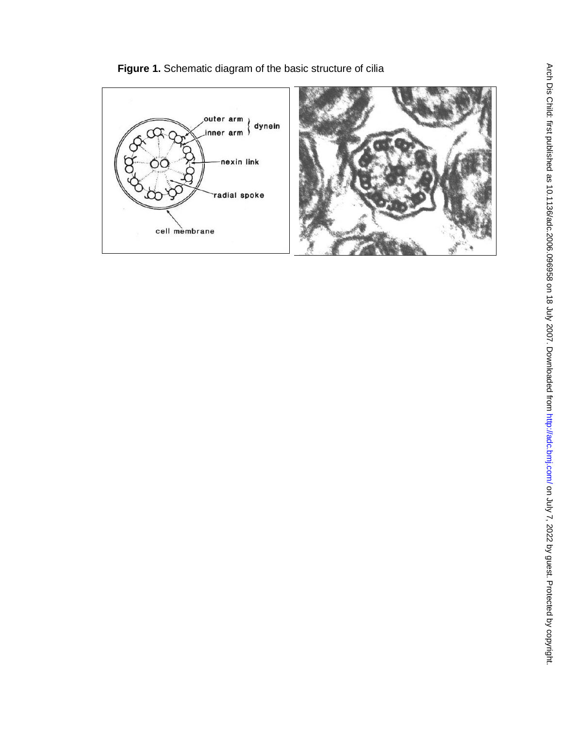**Figure 1.** Schematic diagram of the basic structure of cilia

outer arm
inner arm
dynein
nexin link
radial spoke
cell membrane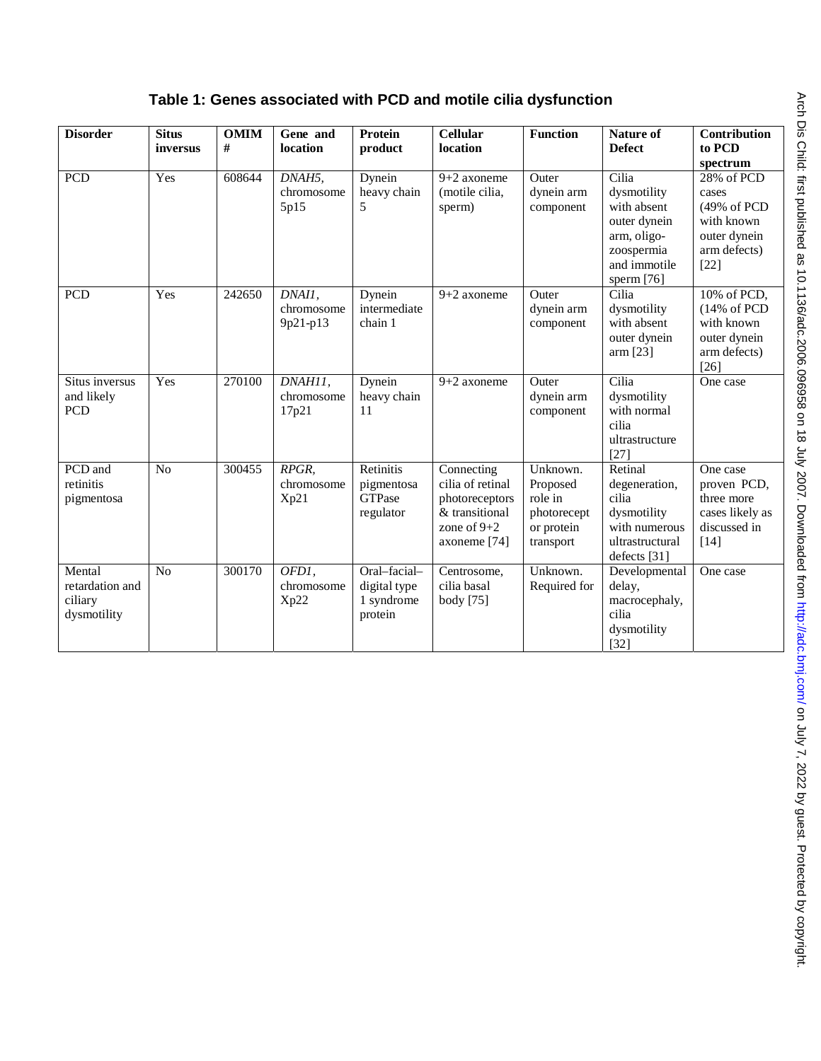**Table 1: Genes associated with PCD and motile cilia dysfunction**

| Disorder | Situs inversus | OMIM # | Gene and location | Protein product | Cellular location | Function | Nature of Defect | Contribution to PCD spectrum |
|---|---|---|---|---|---|---|---|---|
| PCD | Yes | 608644 | *DNAH5*, chromosome 5p15 | Dynein heavy chain 5 | 9+2 axoneme (motile cilia, sperm) | Outer dynein arm component | Cilia dysmotility with absent outer dynein arm, oligo-zoospermia and immotile sperm [76] | 28% of PCD cases (49% of PCD with known outer dynein arm defects) [22] |
| PCD | Yes | 242650 | *DNAI1*, chromosome 9p21-p13 | Dynein intermediate chain 1 | 9+2 axoneme | Outer dynein arm component | Cilia dysmotility with absent outer dynein arm [23] | 10% of PCD, (14% of PCD with known outer dynein arm defects) [26] |
| Situs inversus and likely PCD | Yes | 270100 | *DNAH11*, chromosome 17p21 | Dynein heavy chain 11 | 9+2 axoneme | Outer dynein arm component | Cilia dysmotility with normal cilia ultrastructure [27] | One case |
| PCD and retinitis pigmentosa | No | 300455 | *RPGR*, chromosome Xp21 | Retinitis pigmentosa GTPase regulator | Connecting cilia of retinal photoreceptors & transitional zone of 9+2 axoneme [74] | Unknown. Proposed role in photorecept or protein transport | Retinal degeneration, cilia dysmotility with numerous ultrastructural defects [31] | One case proven PCD, three more cases likely as discussed in [14] |
| Mental retardation and ciliary dysmotility | No | 300170 | *OFD1*, chromosome Xp22 | Oral–facial–digital type 1 syndrome protein | Centrosome, cilia basal body [75] | Unknown. Required for | Developmental delay, macrocephaly, cilia dysmotility [32] | One case |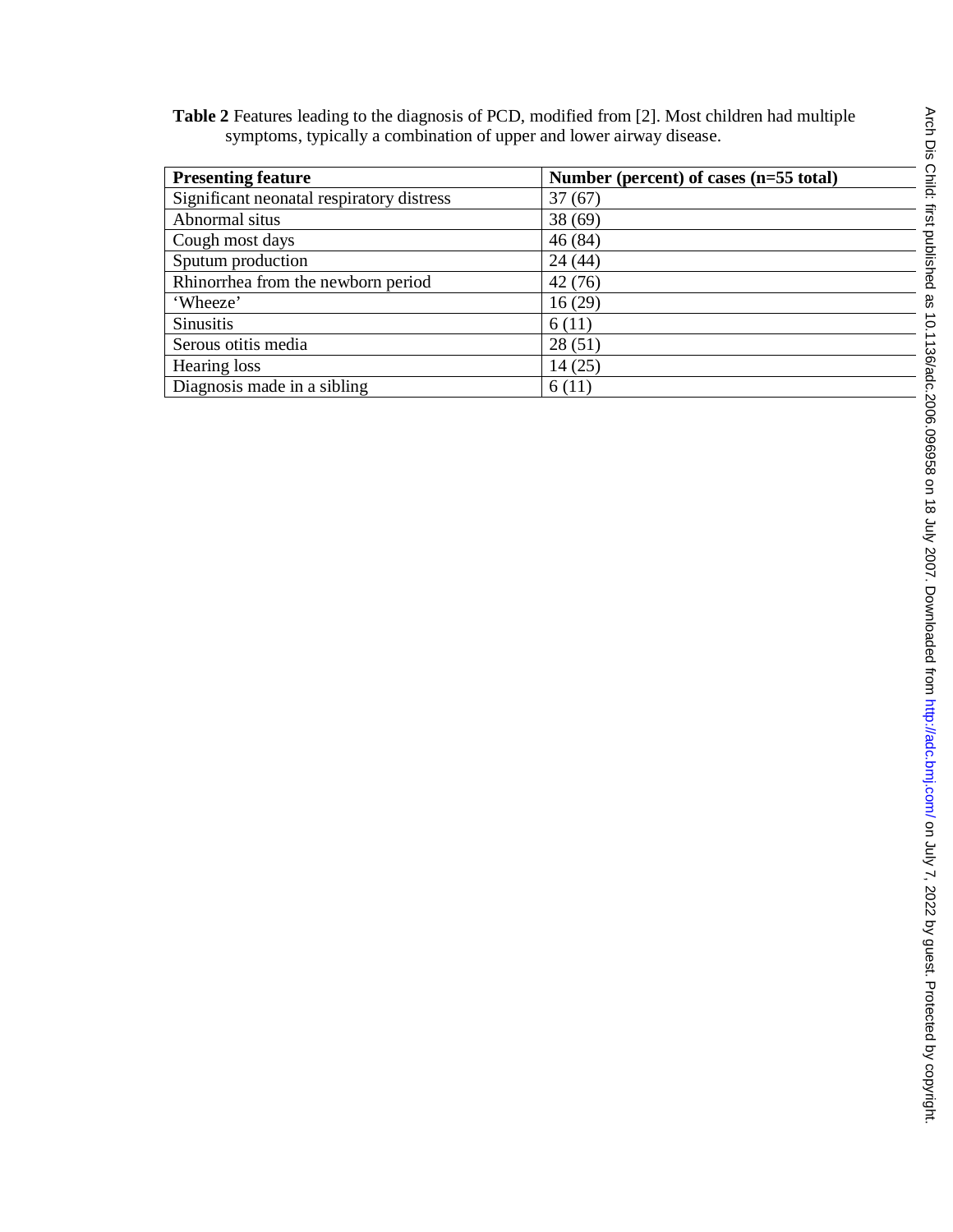**Table 2** Features leading to the diagnosis of PCD, modified from [2]. Most children had multiple symptoms, typically a combination of upper and lower airway disease.

| Presenting feature | Number (percent) of cases (n=55 total) |
|---|---|
| Significant neonatal respiratory distress | 37 (67) |
| Abnormal situs | 38 (69) |
| Cough most days | 46 (84) |
| Sputum production | 24 (44) |
| Rhinorrhea from the newborn period | 42 (76) |
| 'Wheeze' | 16 (29) |
| Sinusitis | 6 (11) |
| Serous otitis media | 28 (51) |
| Hearing loss | 14 (25) |
| Diagnosis made in a sibling | 6 (11) |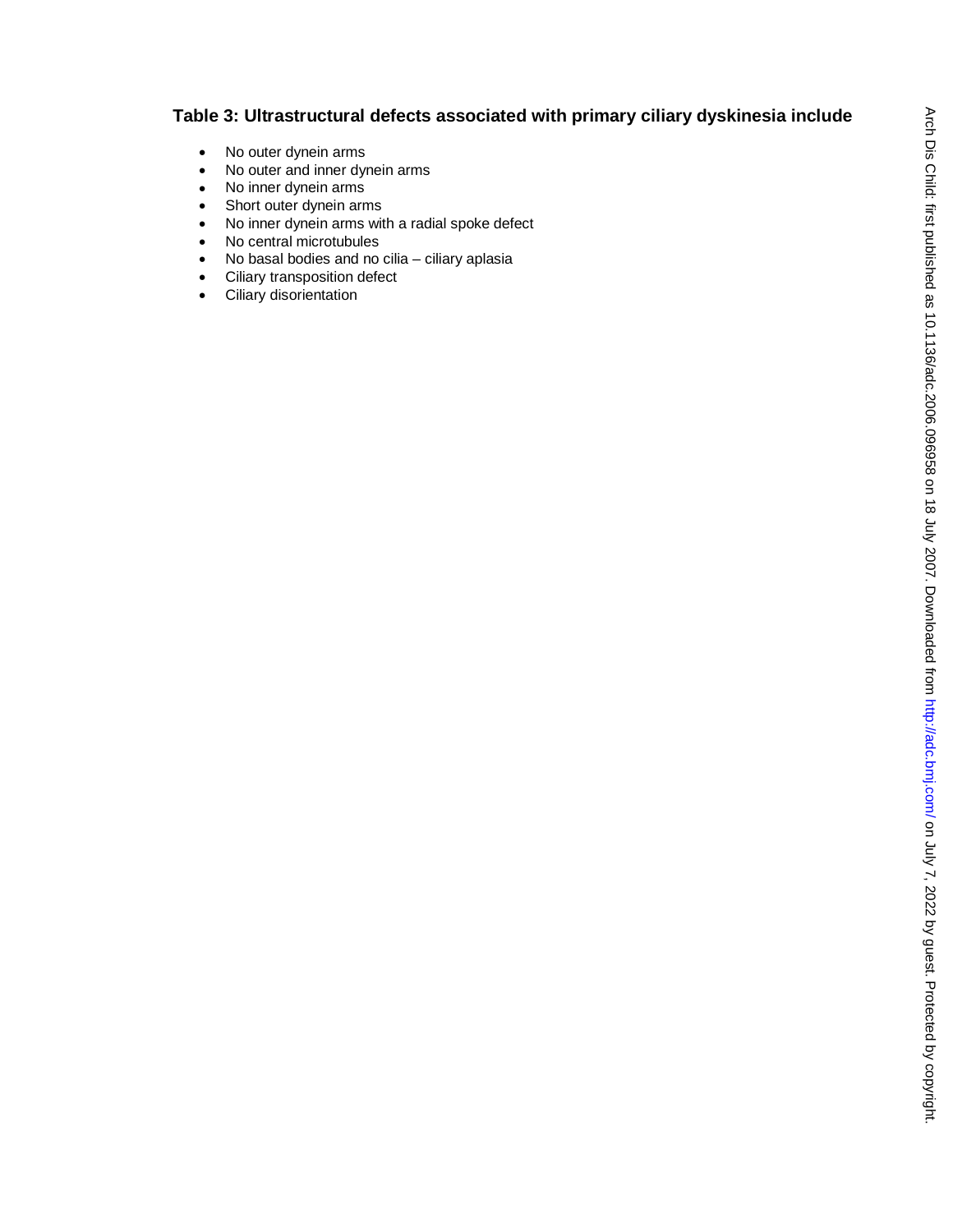**Table 3: Ultrastructural defects associated with primary ciliary dyskinesia include**

- No outer dynein arms
- No outer and inner dynein arms
- No inner dynein arms
- Short outer dynein arms
- No inner dynein arms with a radial spoke defect
- No central microtubules
- No basal bodies and no cilia – ciliary aplasia
- Ciliary transposition defect
- Ciliary disorientation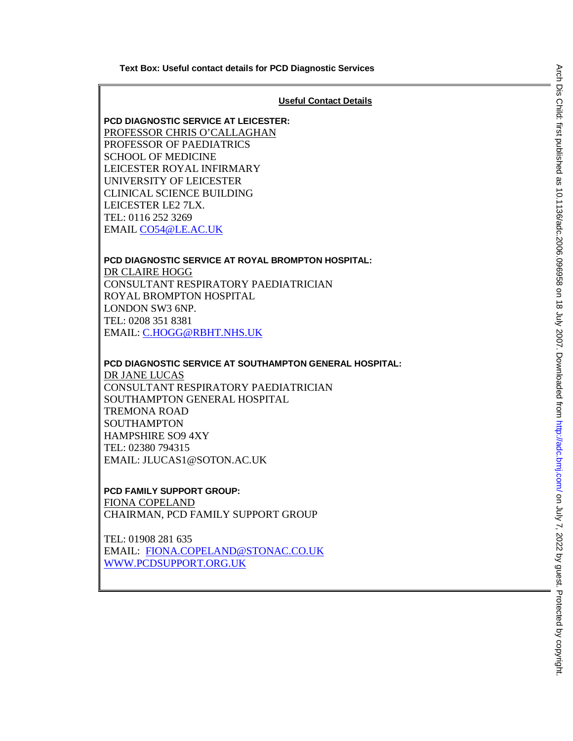**Text Box: Useful contact details for PCD Diagnostic Services**

**Useful Contact Details**

**PCD DIAGNOSTIC SERVICE AT LEICESTER:**
PROFESSOR CHRIS O'CALLAGHAN
PROFESSOR OF PAEDIATRICS
SCHOOL OF MEDICINE
LEICESTER ROYAL INFIRMARY
UNIVERSITY OF LEICESTER
CLINICAL SCIENCE BUILDING
LEICESTER LE2 7LX.
TEL: 0116 252 3269
EMAIL CO54@LE.AC.UK

**PCD DIAGNOSTIC SERVICE AT ROYAL BROMPTON HOSPITAL:**
DR CLAIRE HOGG
CONSULTANT RESPIRATORY PAEDIATRICIAN
ROYAL BROMPTON HOSPITAL
LONDON SW3 6NP.
TEL: 0208 351 8381
EMAIL: C.HOGG@RBHT.NHS.UK

**PCD DIAGNOSTIC SERVICE AT SOUTHAMPTON GENERAL HOSPITAL:**
DR JANE LUCAS
CONSULTANT RESPIRATORY PAEDIATRICIAN
SOUTHAMPTON GENERAL HOSPITAL
TREMONA ROAD
SOUTHAMPTON
HAMPSHIRE SO9 4XY
TEL: 02380 794315
EMAIL: JLUCAS1@SOTON.AC.UK

**PCD FAMILY SUPPORT GROUP:**
FIONA COPELAND
CHAIRMAN, PCD FAMILY SUPPORT GROUP

TEL: 01908 281 635
EMAIL: FIONA.COPELAND@STONAC.CO.UK
WWW.PCDSUPPORT.ORG.UK